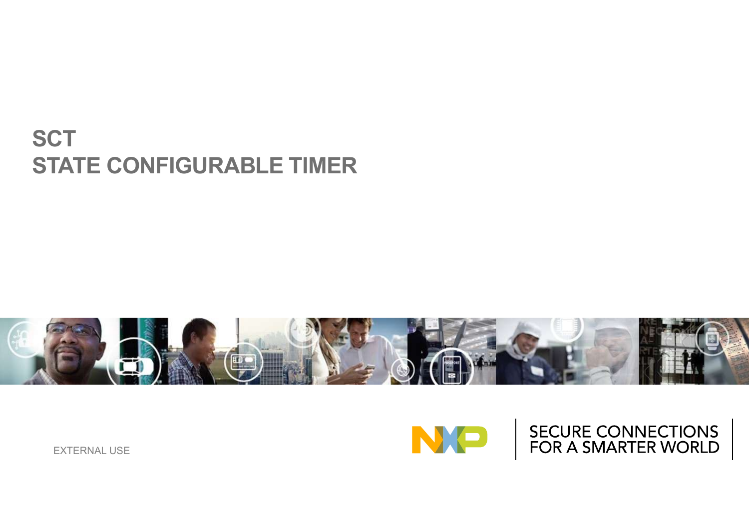# SCT
# STATE CONFIGURABLE TIMER

EXTERNAL USE

SECURE CONNECTIONS FOR A SMARTER WORLD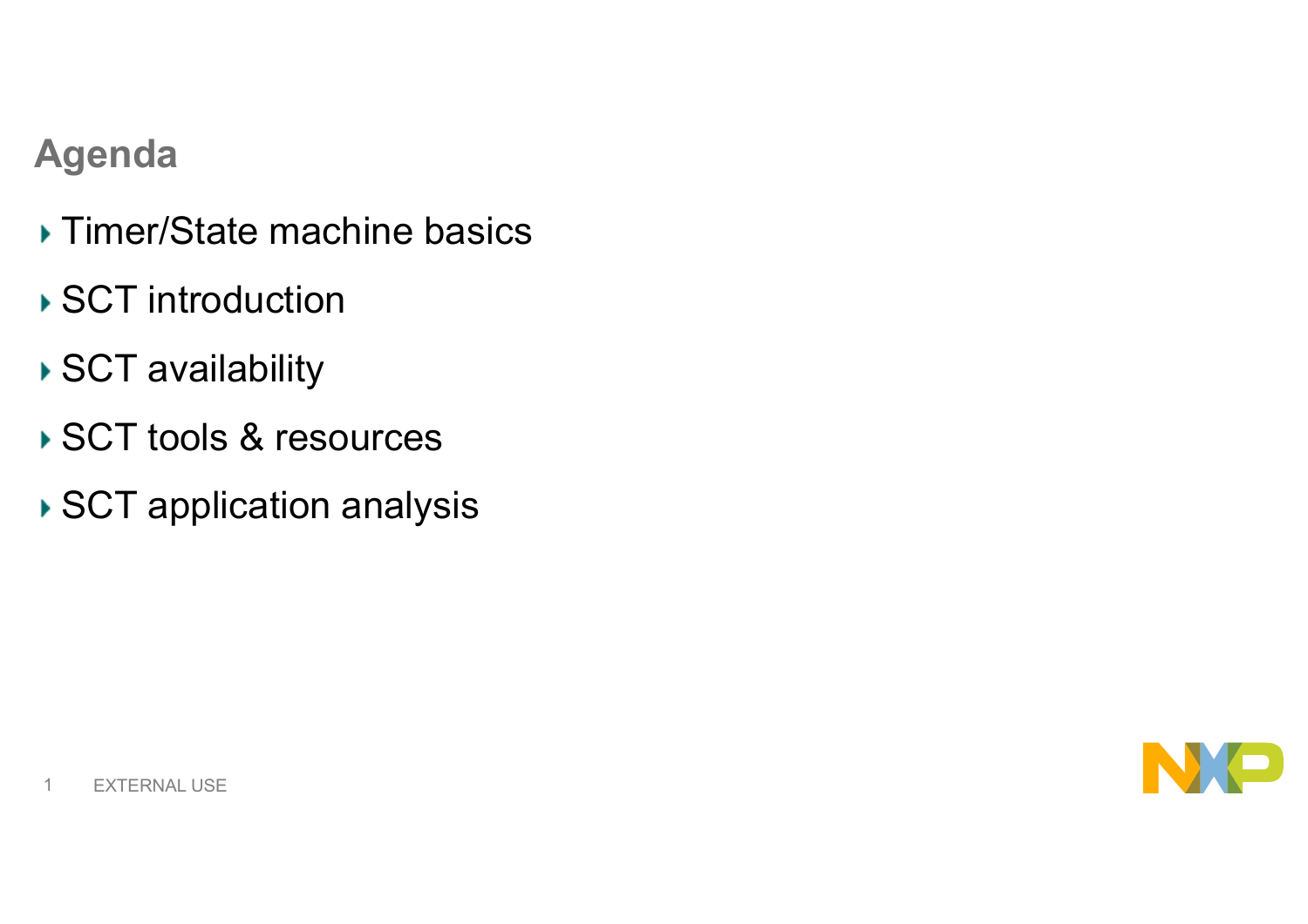## Agenda

- Timer/State machine basics
- SCT introduction
- SCT availability
- SCT tools & resources
- SCT application analysis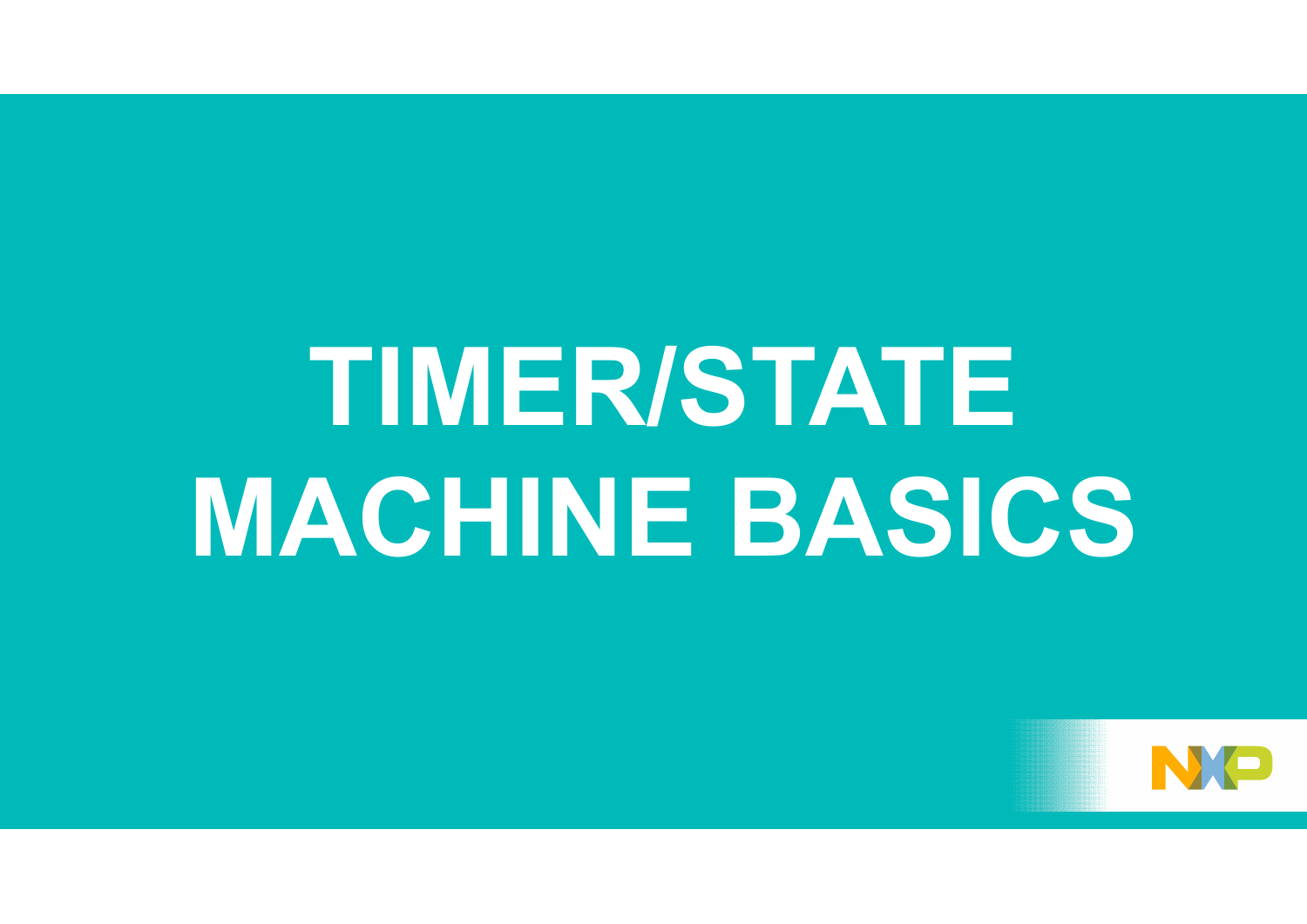# TIMER/STATE MACHINE BASICS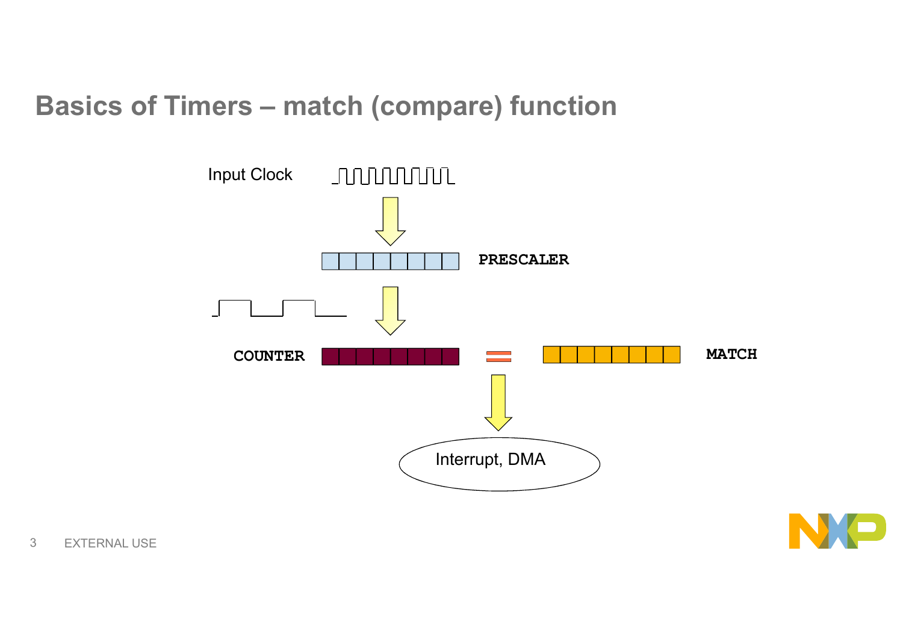# Basics of Timers – match (compare) function

Input Clock

PRESCALER

COUNTER

MATCH

Interrupt, DMA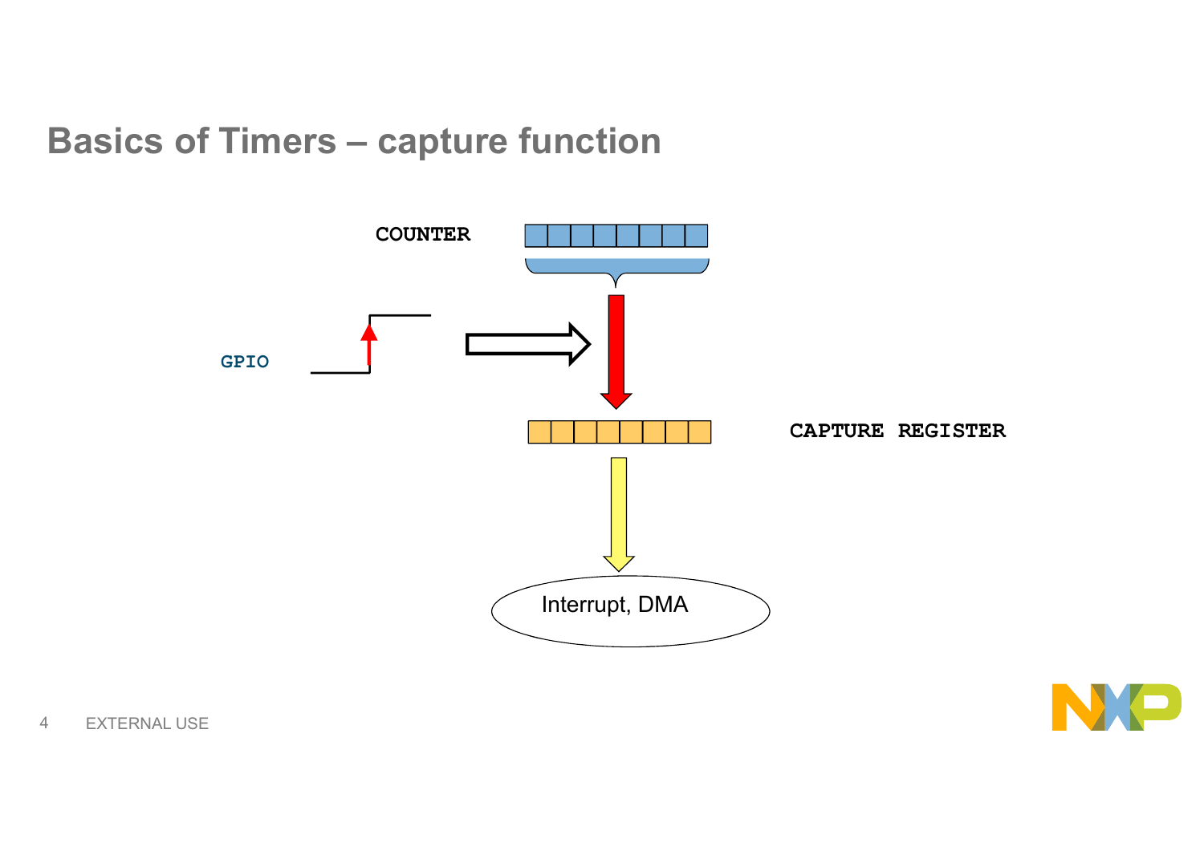# Basics of Timers – capture function

COUNTER

GPIO

CAPTURE REGISTER

Interrupt, DMA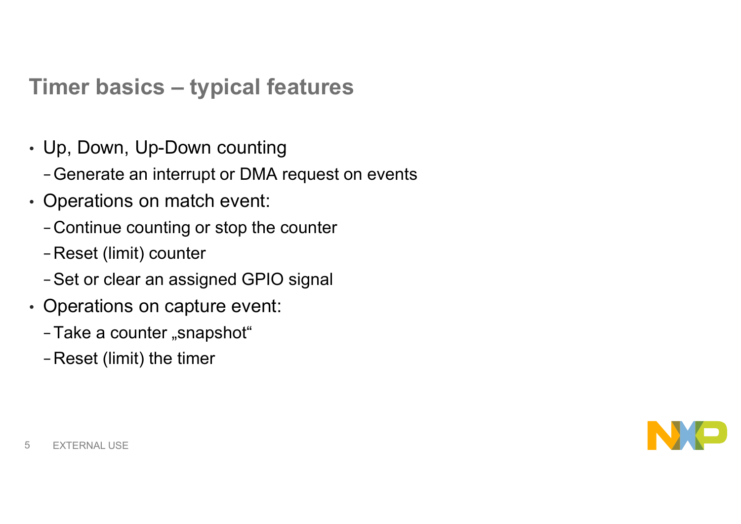## Timer basics – typical features

- Up, Down, Up-Down counting
  - Generate an interrupt or DMA request on events
- Operations on match event:
  - Continue counting or stop the counter
  - Reset (limit) counter
  - Set or clear an assigned GPIO signal
- Operations on capture event:
  - Take a counter „snapshot“
  - Reset (limit) the timer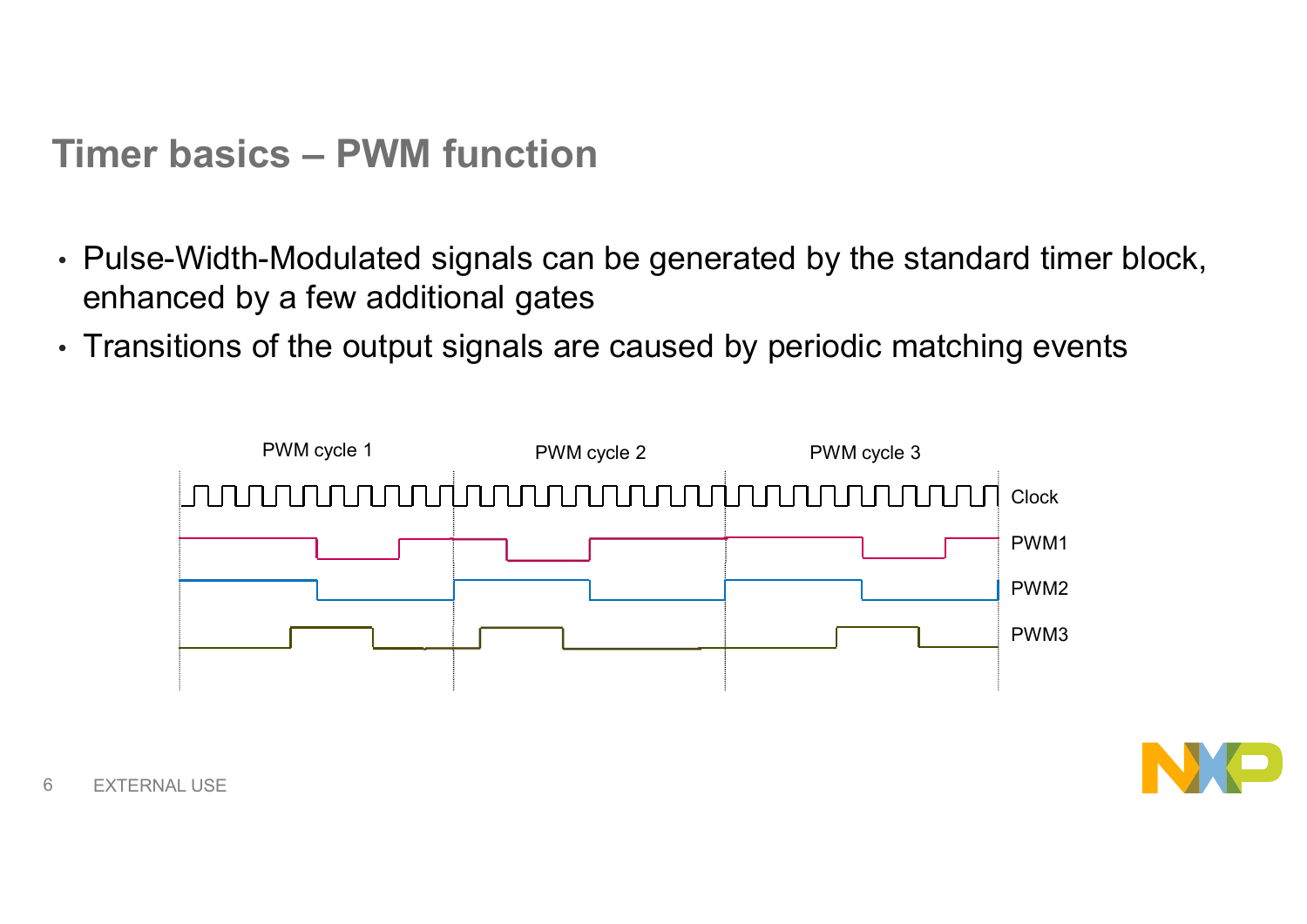# Timer basics – PWM function

- Pulse-Width-Modulated signals can be generated by the standard timer block, enhanced by a few additional gates
- Transitions of the output signals are caused by periodic matching events

PWM cycle 1 PWM cycle 2 PWM cycle 3

Clock

PWM1

PWM2

PWM3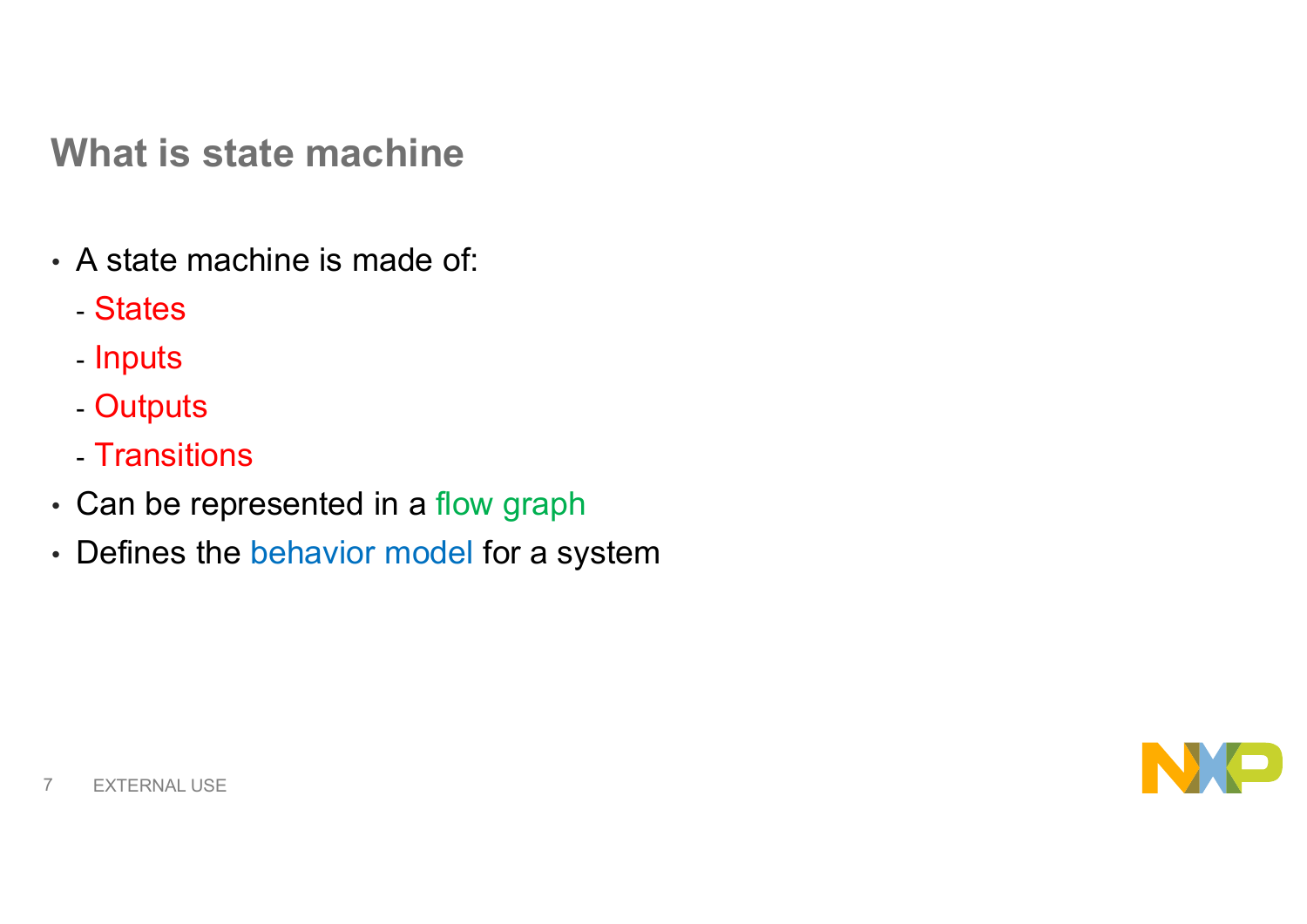# What is state machine

- A state machine is made of:
  - States
  - Inputs
  - Outputs
  - Transitions
- Can be represented in a flow graph
- Defines the behavior model for a system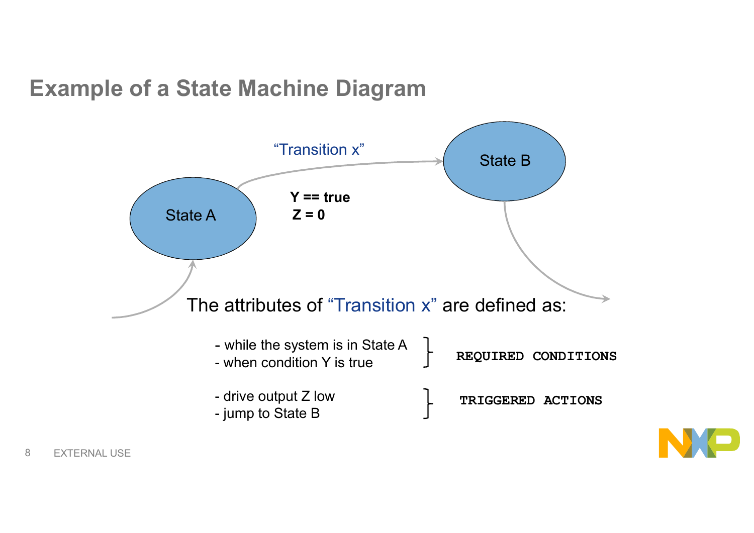# Example of a State Machine Diagram

State A → State B

"Transition x"

**Y == true**
**Z = 0**

The attributes of "Transition x" are defined as:

- while the system is in State A
- when condition Y is true

} **REQUIRED CONDITIONS**

- drive output Z low
- jump to State B

} **TRIGGERED ACTIONS**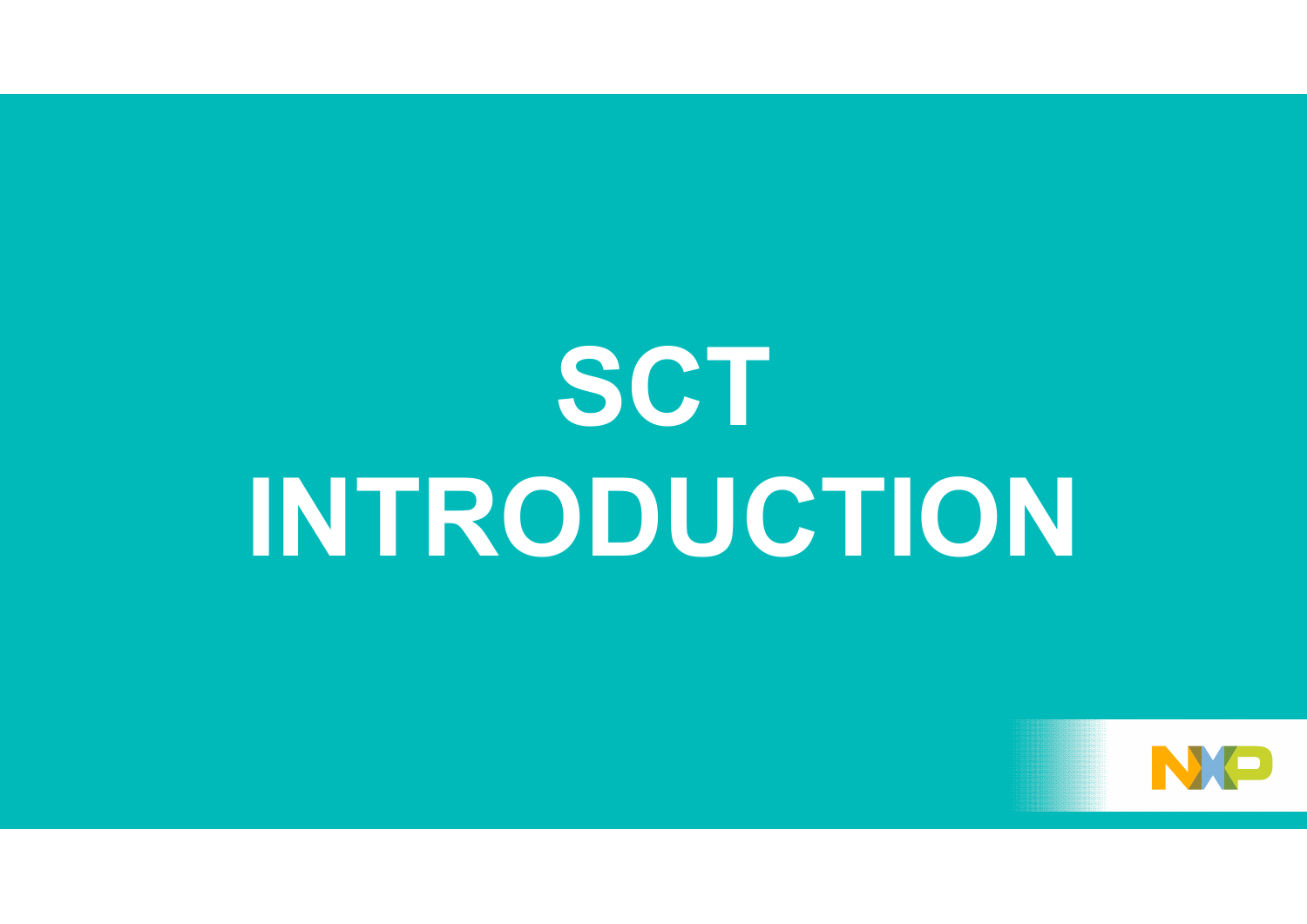# SCT INTRODUCTION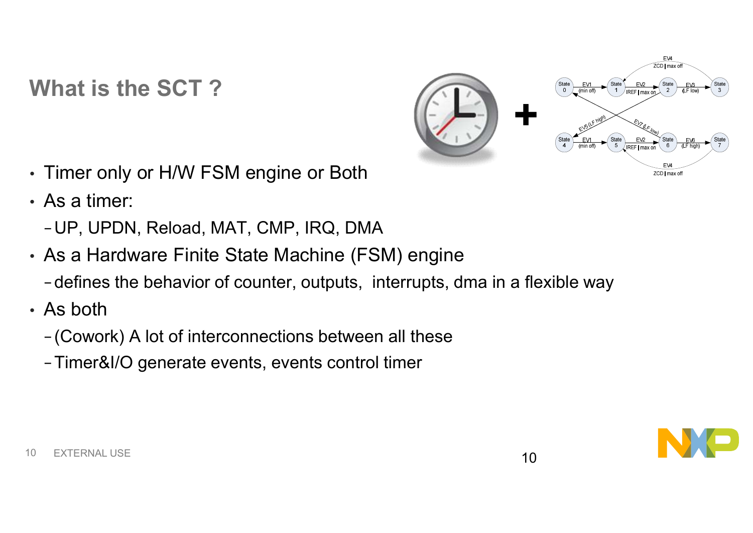# What is the SCT ?

- Timer only or H/W FSM engine or Both
- As a timer:
  - UP, UPDN, Reload, MAT, CMP, IRQ, DMA
- As a Hardware Finite State Machine (FSM) engine
  - defines the behavior of counter, outputs, interrupts, dma in a flexible way
- As both
  - (Cowork) A lot of interconnections between all these
  - Timer&I/O generate events, events control timer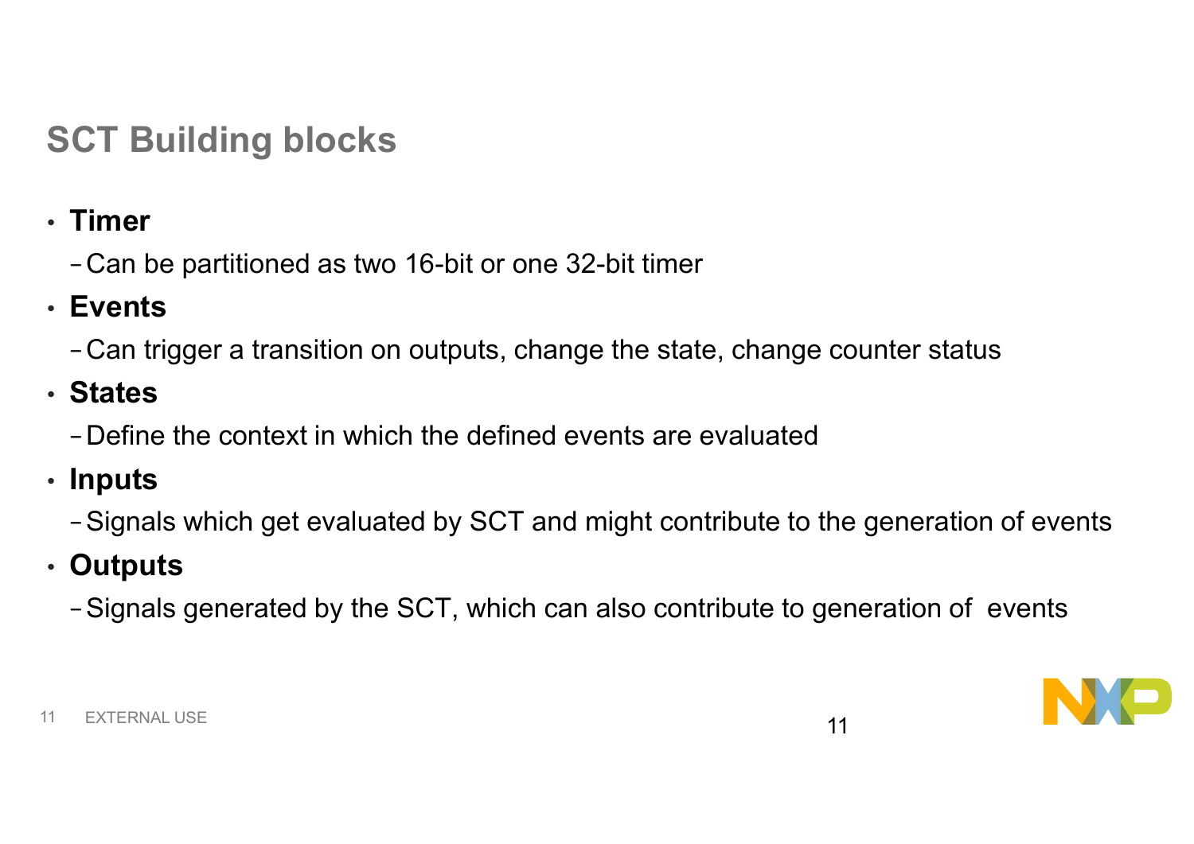# SCT Building blocks

- **Timer**
  - Can be partitioned as two 16-bit or one 32-bit timer
- **Events**
  - Can trigger a transition on outputs, change the state, change counter status
- **States**
  - Define the context in which the defined events are evaluated
- **Inputs**
  - Signals which get evaluated by SCT and might contribute to the generation of events
- **Outputs**
  - Signals generated by the SCT, which can also contribute to generation of events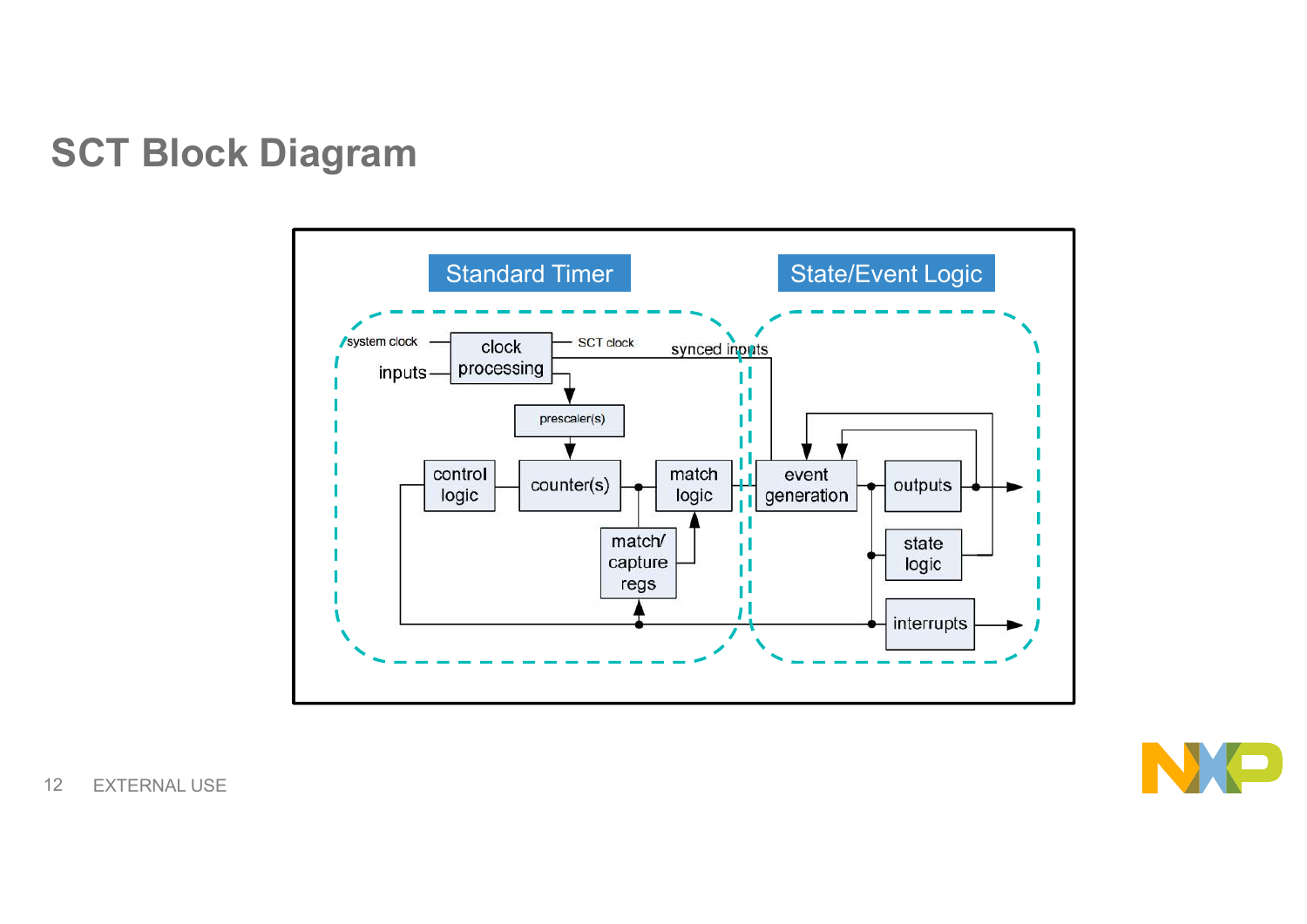# SCT Block Diagram

Standard Timer

State/Event Logic

system clock

inputs

clock processing

SCT clock

synced inputs

prescaler(s)

control logic

counter(s)

match logic

match/ capture regs

event generation

outputs

state logic

interrupts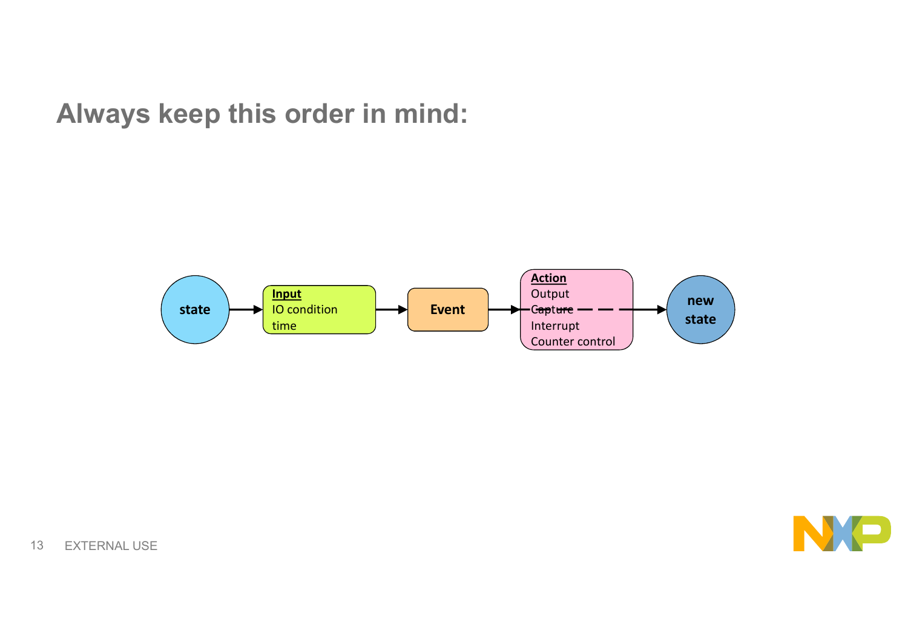# Always keep this order in mind:

state → **Input** IO condition time → **Event** → **Action** Output Capture Interrupt Counter control → new state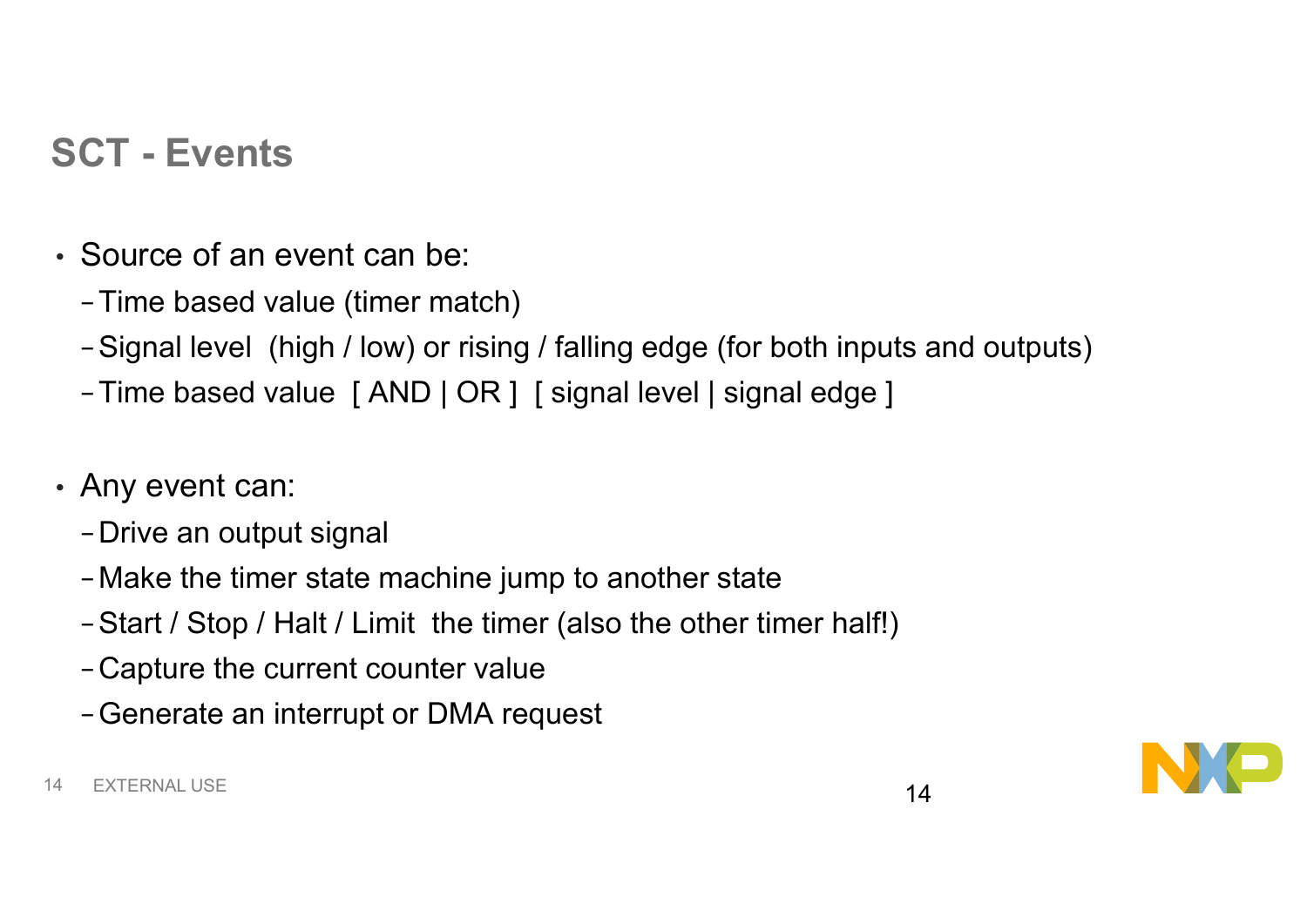## SCT - Events

- Source of an event can be:
  - Time based value (timer match)
  - Signal level (high / low) or rising / falling edge (for both inputs and outputs)
  - Time based value [ AND | OR ] [ signal level | signal edge ]

- Any event can:
  - Drive an output signal
  - Make the timer state machine jump to another state
  - Start / Stop / Halt / Limit the timer (also the other timer half!)
  - Capture the current counter value
  - Generate an interrupt or DMA request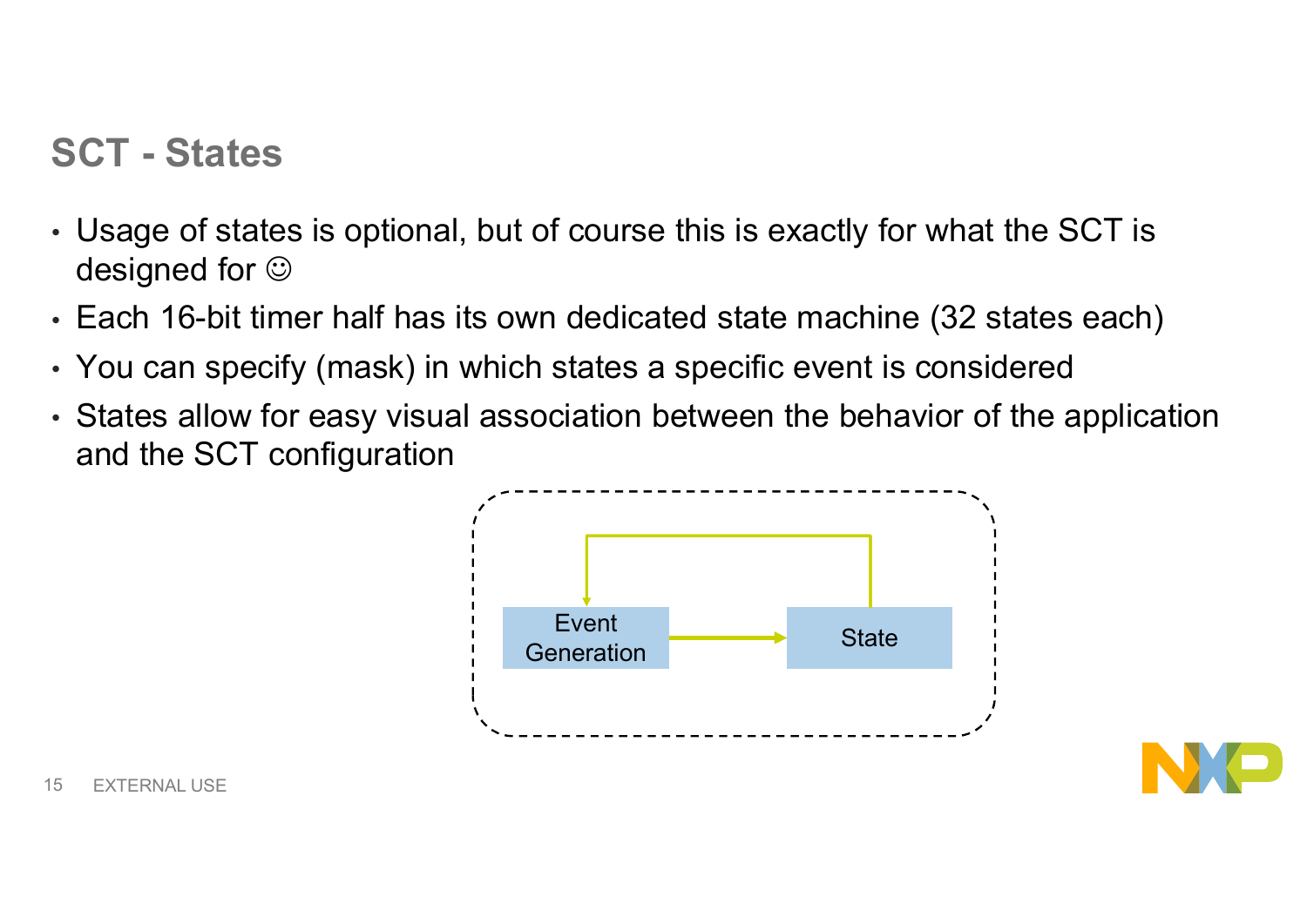## SCT - States

- Usage of states is optional, but of course this is exactly for what the SCT is designed for ☺
- Each 16-bit timer half has its own dedicated state machine (32 states each)
- You can specify (mask) in which states a specific event is considered
- States allow for easy visual association between the behavior of the application and the SCT configuration

Event Generation → State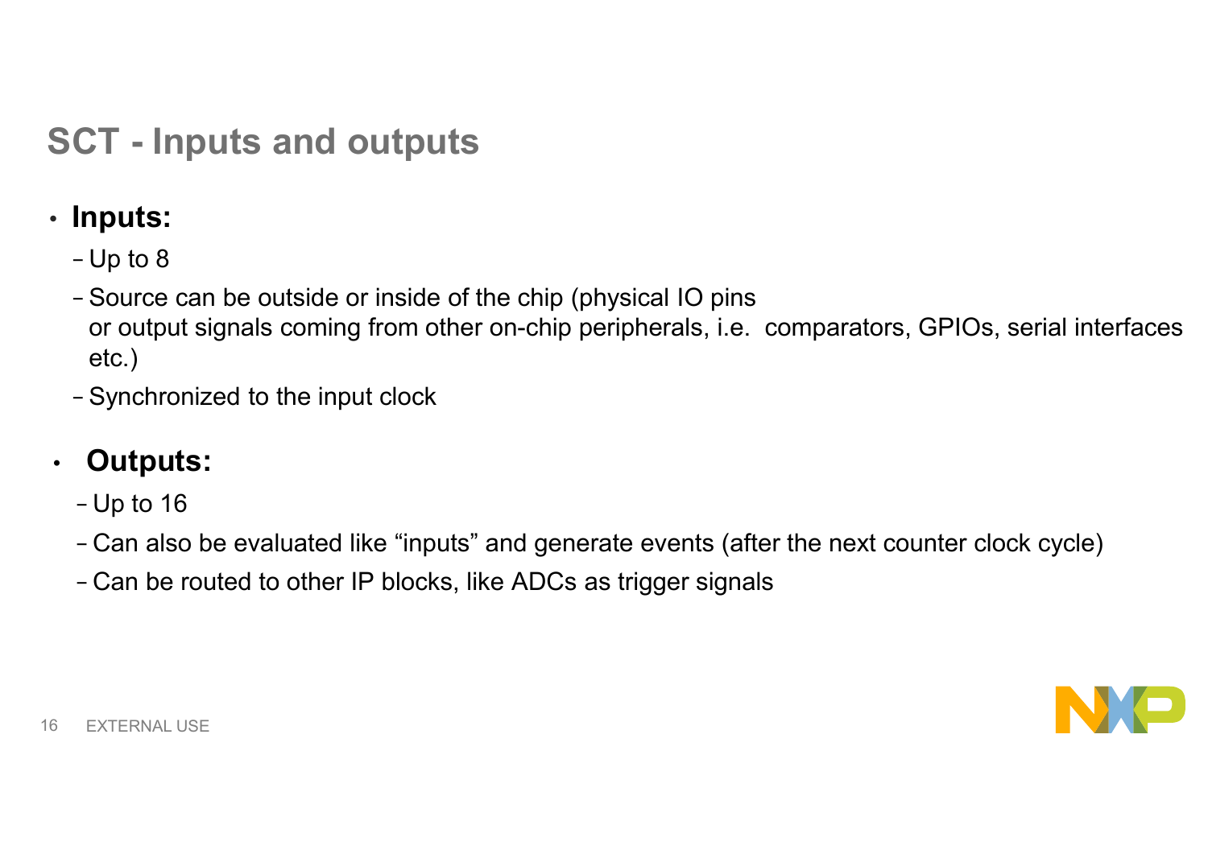# SCT - Inputs and outputs

- **Inputs:**
  - Up to 8
  - Source can be outside or inside of the chip (physical IO pins or output signals coming from other on-chip peripherals, i.e. comparators, GPIOs, serial interfaces etc.)
  - Synchronized to the input clock

- **Outputs:**
  - Up to 16
  - Can also be evaluated like “inputs” and generate events (after the next counter clock cycle)
  - Can be routed to other IP blocks, like ADCs as trigger signals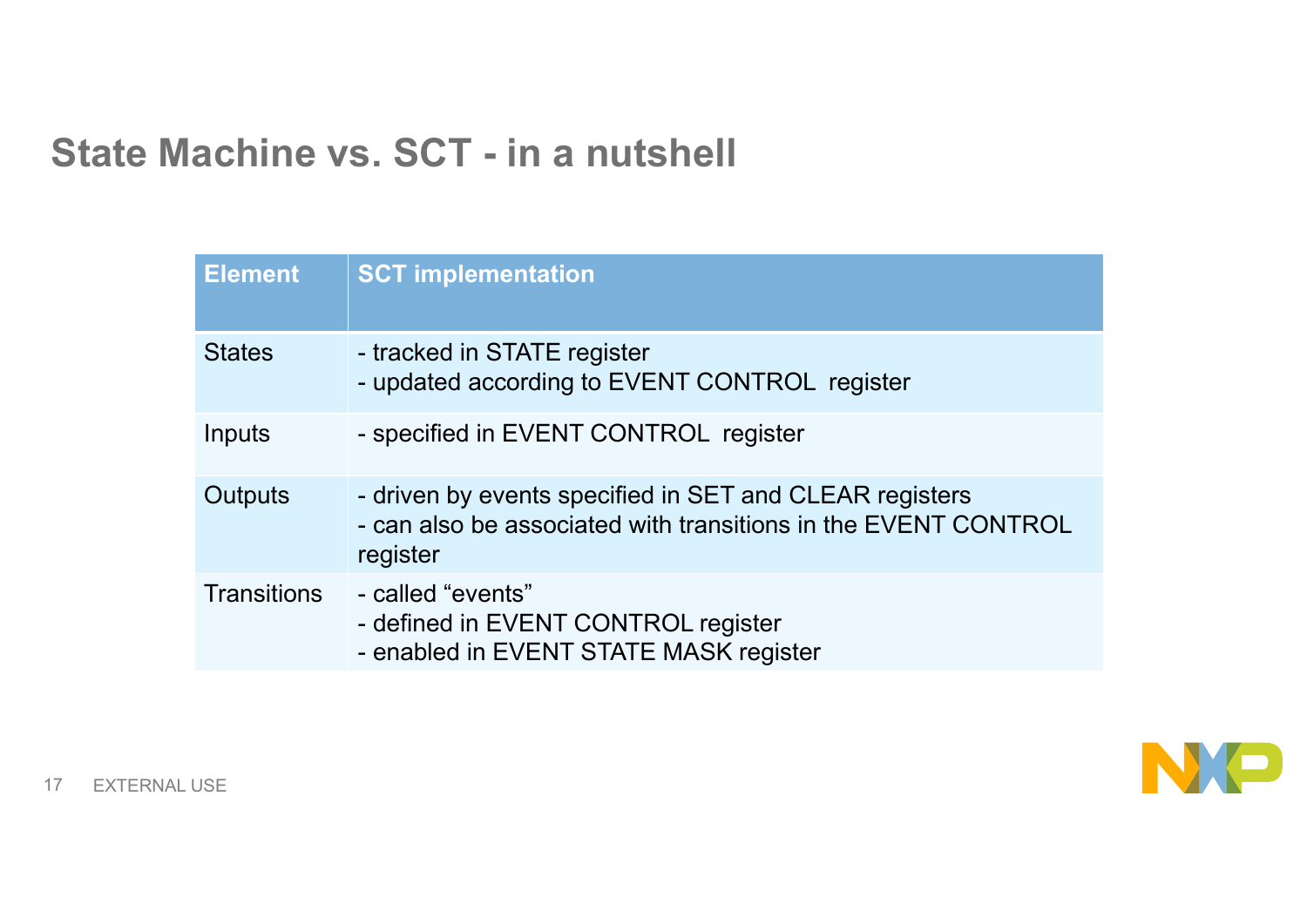# State Machine vs. SCT - in a nutshell

| Element | SCT implementation |
|---|---|
| States | - tracked in STATE register<br>- updated according to EVENT CONTROL register |
| Inputs | - specified in EVENT CONTROL register |
| Outputs | - driven by events specified in SET and CLEAR registers<br>- can also be associated with transitions in the EVENT CONTROL register |
| Transitions | - called “events”<br>- defined in EVENT CONTROL register<br>- enabled in EVENT STATE MASK register |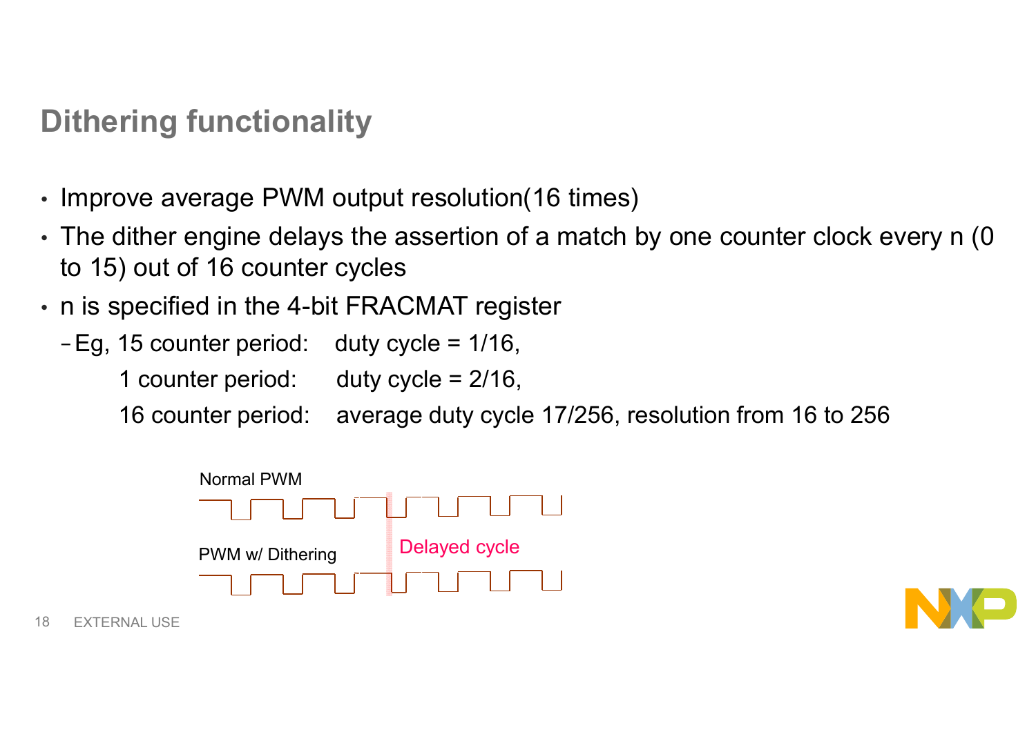# Dithering functionality

- Improve average PWM output resolution(16 times)
- The dither engine delays the assertion of a match by one counter clock every n (0 to 15) out of 16 counter cycles
- n is specified in the 4-bit FRACMAT register
  - Eg, 15 counter period: duty cycle = 1/16,
    1 counter period: duty cycle = 2/16,
    16 counter period: average duty cycle 17/256, resolution from 16 to 256

Normal PWM

PWM w/ Dithering

Delayed cycle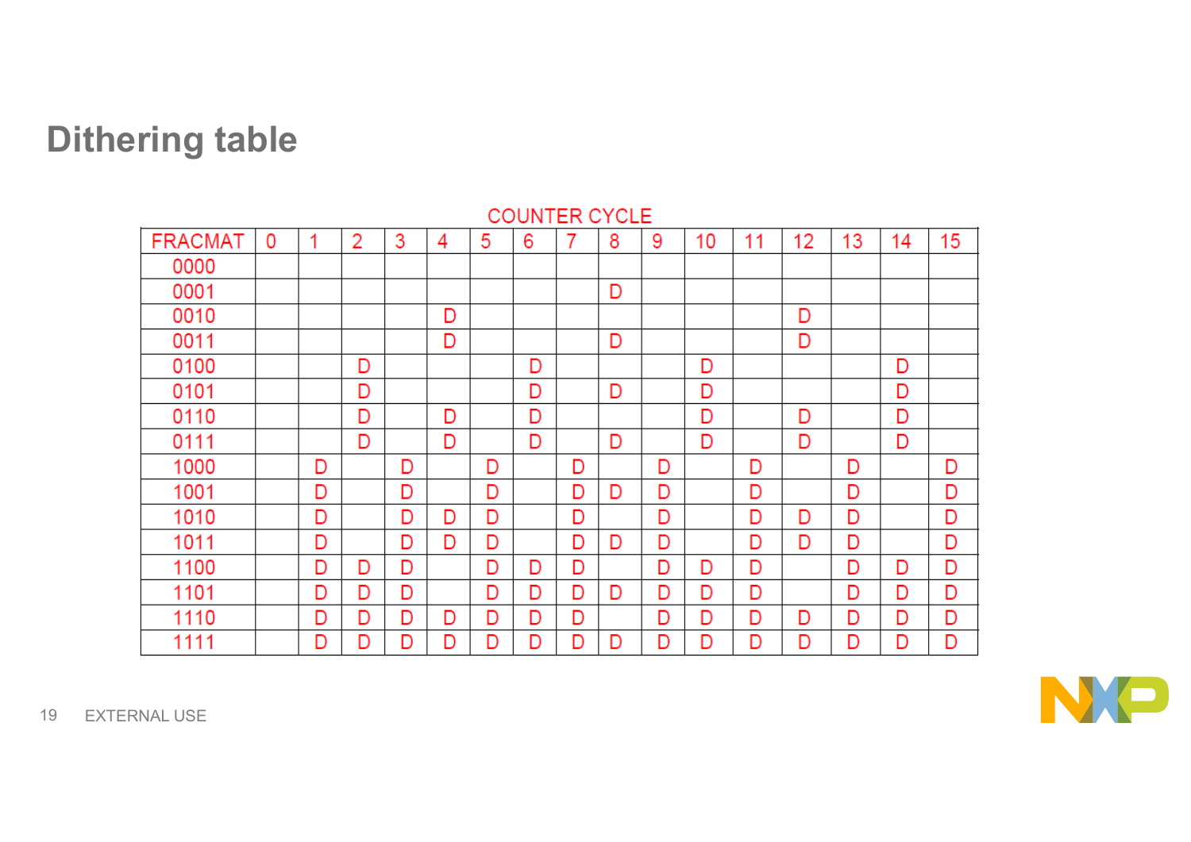# Dithering table

COUNTER CYCLE

| FRACMAT | 0 | 1 | 2 | 3 | 4 | 5 | 6 | 7 | 8 | 9 | 10 | 11 | 12 | 13 | 14 | 15 |
|---|---|---|---|---|---|---|---|---|---|---|---|---|---|---|---|---|
| 0000 | | | | | | | | | | | | | | | | |
| 0001 | | | | | | | | | D | | | | | | | |
| 0010 | | | | | D | | | | | | | | D | | | |
| 0011 | | | | | D | | | | D | | | | D | | | |
| 0100 | | | D | | | | D | | | | D | | | | D | |
| 0101 | | | D | | | | D | | D | | D | | | | D | |
| 0110 | | | D | | D | | D | | | | D | | D | | D | |
| 0111 | | | D | | D | | D | | D | | D | | D | | D | |
| 1000 | | D | | D | | D | | D | | D | | D | | D | | D |
| 1001 | | D | | D | | D | | D | D | D | | D | | D | | D |
| 1010 | | D | | D | D | D | | D | | D | | D | D | D | | D |
| 1011 | | D | | D | D | D | | D | D | D | | D | D | D | | D |
| 1100 | | D | D | D | | D | D | D | | D | D | D | | D | D | D |
| 1101 | | D | D | D | | D | D | D | D | D | D | D | | D | D | D |
| 1110 | | D | D | D | D | D | D | D | | D | D | D | D | D | D | D |
| 1111 | | D | D | D | D | D | D | D | D | D | D | D | D | D | D | D |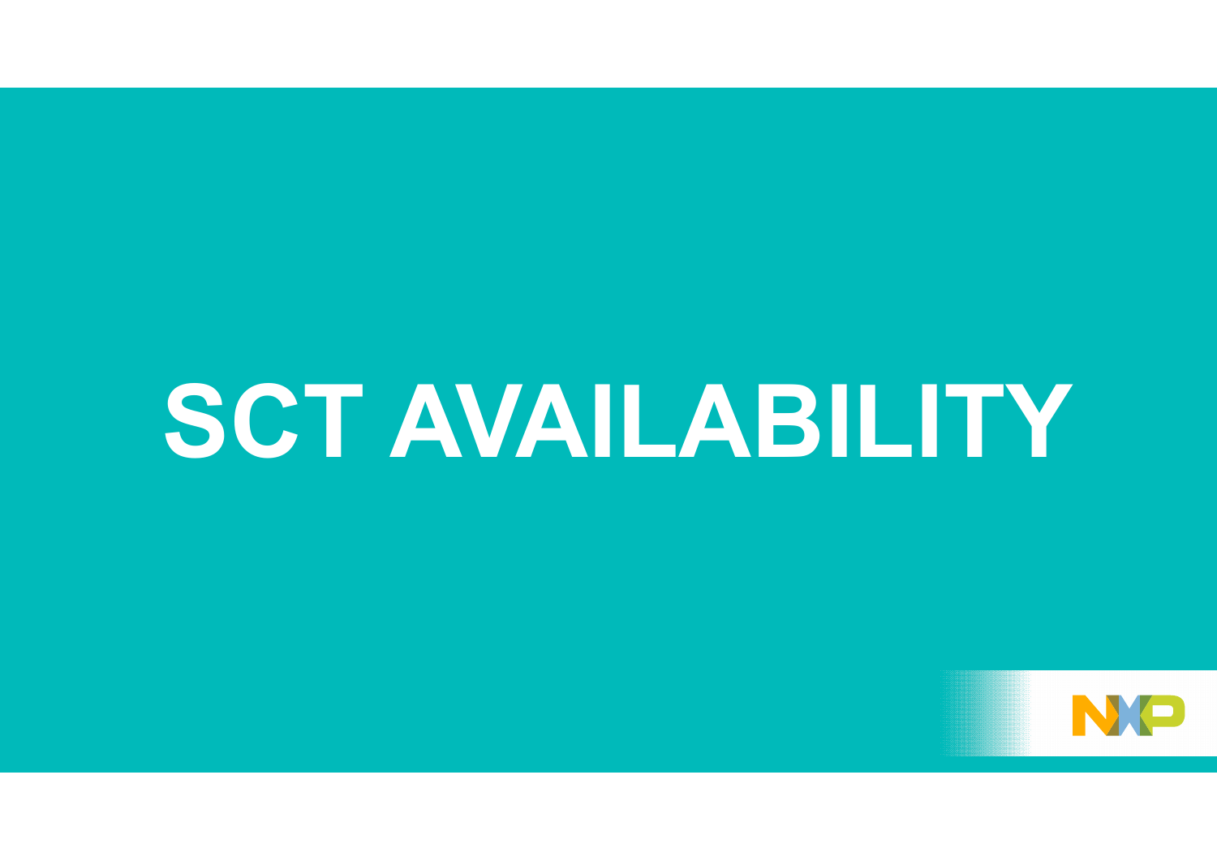# SCT AVAILABILITY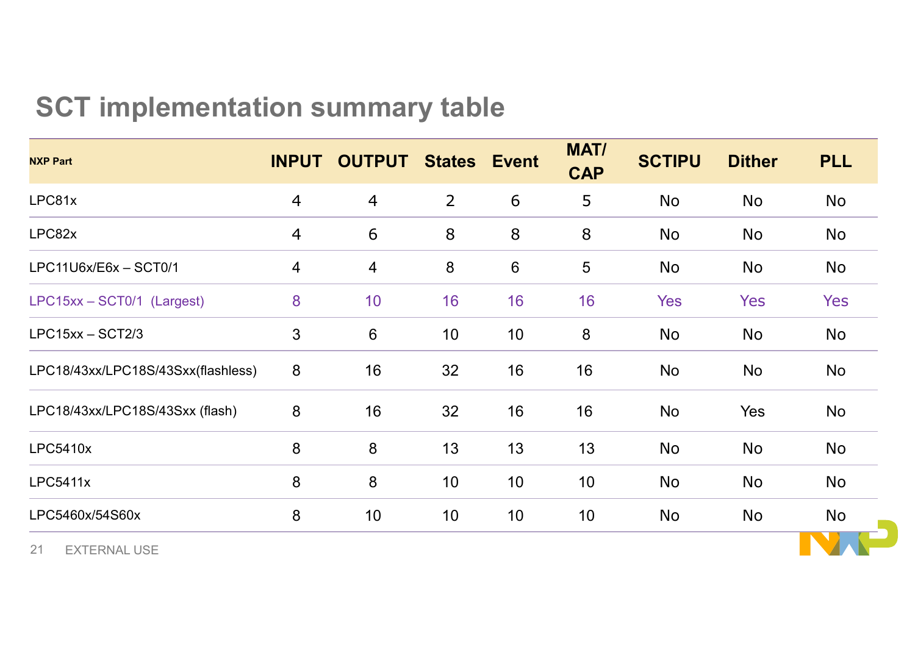# SCT implementation summary table

| NXP Part | INPUT | OUTPUT | States | Event | MAT/ CAP | SCTIPU | Dither | PLL |
|---|---|---|---|---|---|---|---|---|
| LPC81x | 4 | 4 | 2 | 6 | 5 | No | No | No |
| LPC82x | 4 | 6 | 8 | 8 | 8 | No | No | No |
| LPC11U6x/E6x – SCT0/1 | 4 | 4 | 8 | 6 | 5 | No | No | No |
| LPC15xx – SCT0/1 (Largest) | 8 | 10 | 16 | 16 | 16 | Yes | Yes | Yes |
| LPC15xx – SCT2/3 | 3 | 6 | 10 | 10 | 8 | No | No | No |
| LPC18/43xx/LPC18S/43Sxx(flashless) | 8 | 16 | 32 | 16 | 16 | No | No | No |
| LPC18/43xx/LPC18S/43Sxx (flash) | 8 | 16 | 32 | 16 | 16 | No | Yes | No |
| LPC5410x | 8 | 8 | 13 | 13 | 13 | No | No | No |
| LPC5411x | 8 | 8 | 10 | 10 | 10 | No | No | No |
| LPC5460x/54S60x | 8 | 10 | 10 | 10 | 10 | No | No | No |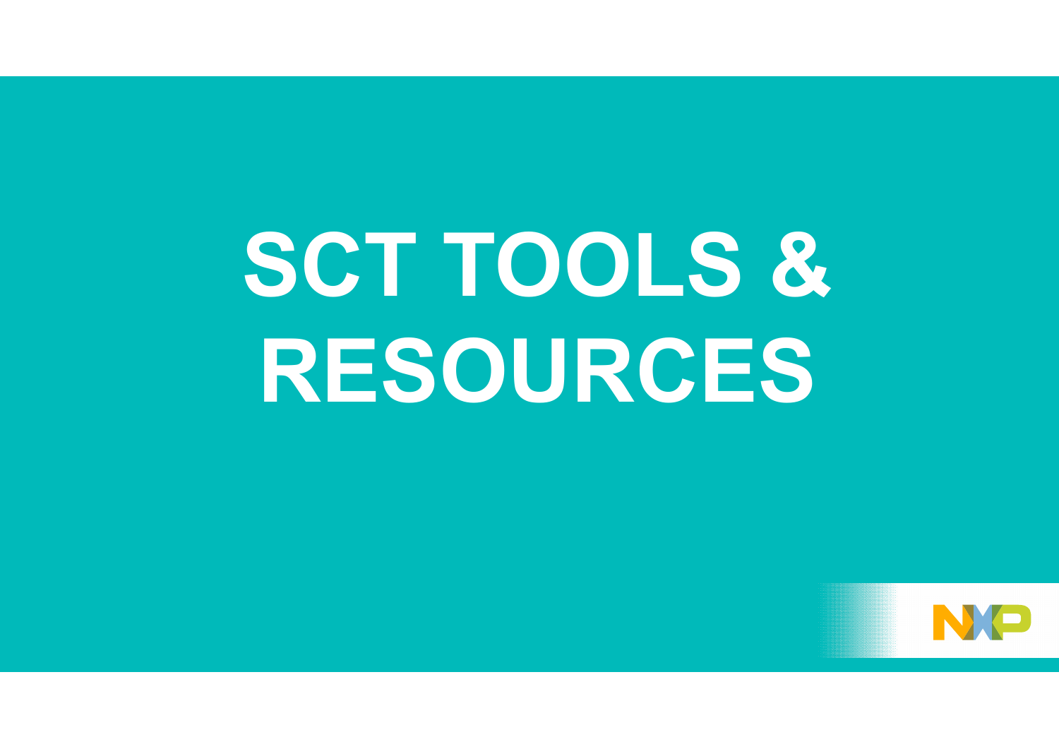# SCT TOOLS & RESOURCES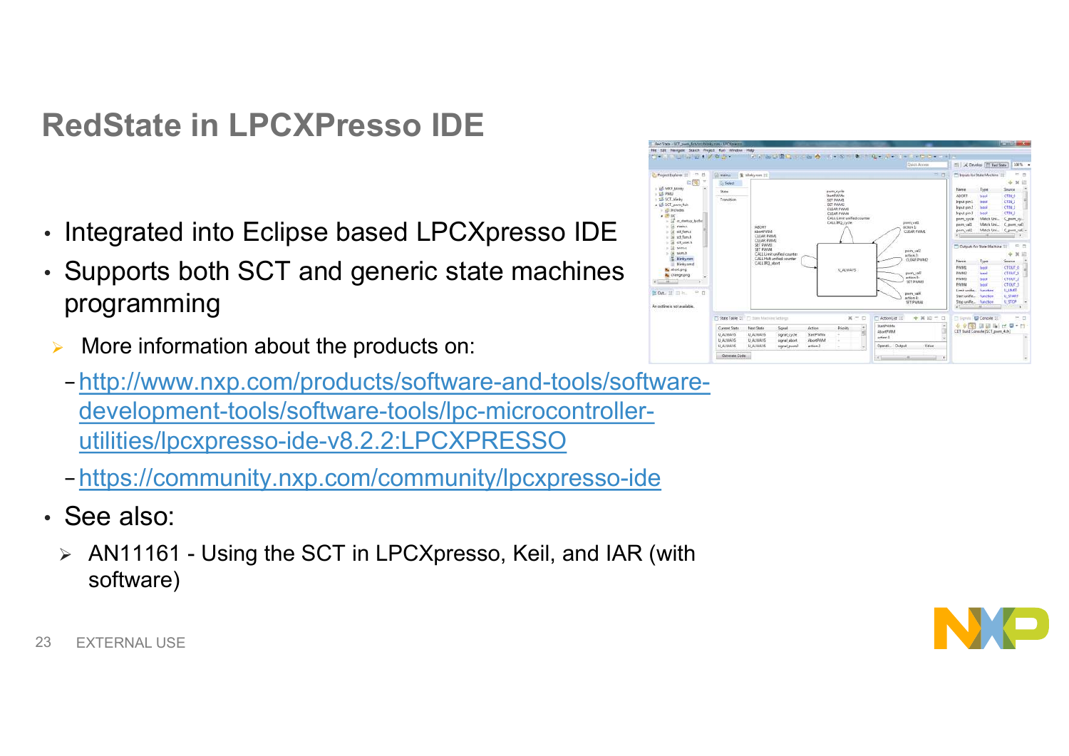# RedState in LPCXPresso IDE

- Integrated into Eclipse based LPCXpresso IDE
- Supports both SCT and generic state machines programming
  - More information about the products on:
    - http://www.nxp.com/products/software-and-tools/software-development-tools/software-tools/lpc-microcontroller-utilities/lpcxpresso-ide-v8.2.2:LPCXPRESSO
    - https://community.nxp.com/community/lpcxpresso-ide
- See also:
  - AN11161 - Using the SCT in LPCXpresso, Keil, and IAR (with software)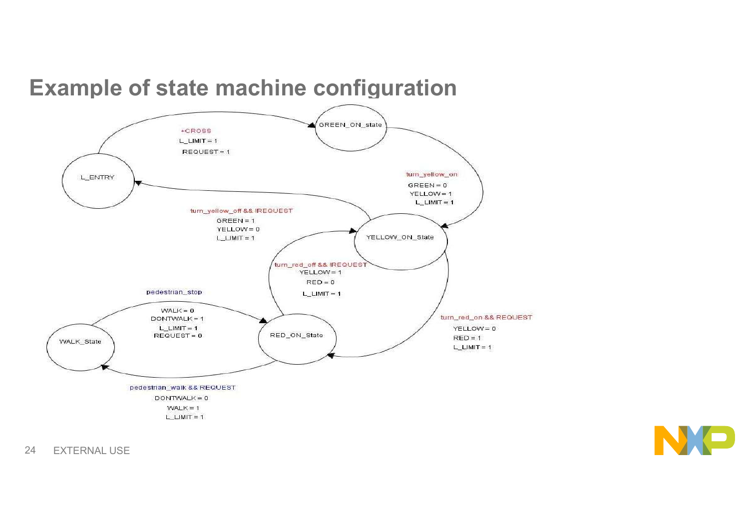# Example of state machine configuration

L_ENTRY

GREEN_ON_state

YELLOW_ON_State

RED_ON_State

WALK_State

+CROSS
L_LIMIT = 1
REQUEST = 1

turn_yellow_on
GREEN = 0
YELLOW = 1
L_LIMIT = 1

turn_yellow_off && !REQUEST
GREEN = 1
YELLOW = 0
L_LIMIT = 1

turn_red_off && !REQUEST
YELLOW = 1
RED = 0
L_LIMIT = 1

turn_red_on && REQUEST
YELLOW = 0
RED = 1
L_LIMIT = 1

pedestrian_stop
WALK = 0
DONTWALK = 1
L_LIMIT = 1
REQUEST = 0

pedestrian_walk && REQUEST
DONTWALK = 0
WALK = 1
L_LIMIT = 1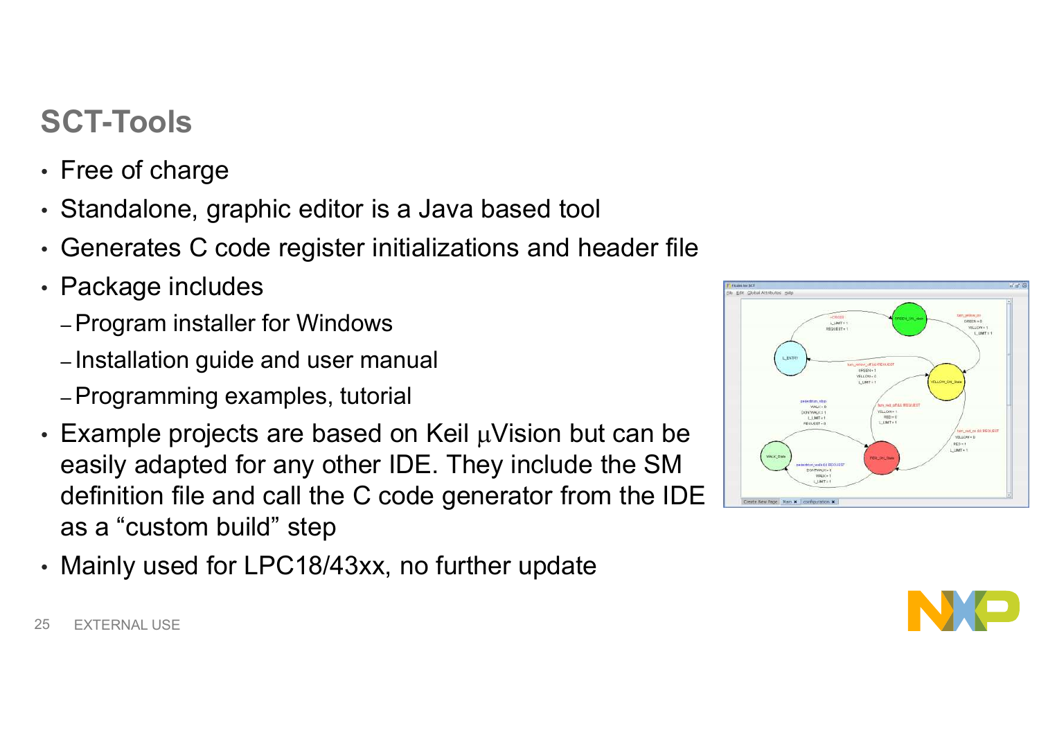## SCT-Tools

- Free of charge
- Standalone, graphic editor is a Java based tool
- Generates C code register initializations and header file
- Package includes
  - Program installer for Windows
  - Installation guide and user manual
  - Programming examples, tutorial
- Example projects are based on Keil µVision but can be easily adapted for any other IDE. They include the SM definition file and call the C code generator from the IDE as a “custom build” step
- Mainly used for LPC18/43xx, no further update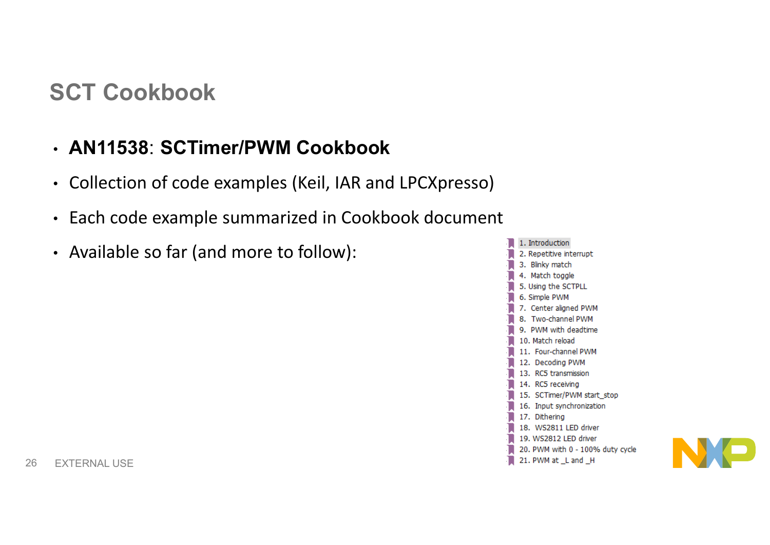# SCT Cookbook

- **AN11538**: **SCTimer/PWM Cookbook**
- Collection of code examples (Keil, IAR and LPCXpresso)
- Each code example summarized in Cookbook document
- Available so far (and more to follow):

1. Introduction
2. Repetitive interrupt
3. Blinky match
4. Match toggle
5. Using the SCTPLL
6. Simple PWM
7. Center aligned PWM
8. Two-channel PWM
9. PWM with deadtime
10. Match reload
11. Four-channel PWM
12. Decoding PWM
13. RC5 transmission
14. RC5 receiving
15. SCTimer/PWM start_stop
16. Input synchronization
17. Dithering
18. WS2811 LED driver
19. WS2812 LED driver
20. PWM with 0 - 100% duty cycle
21. PWM at _L and _H

EXTERNAL USE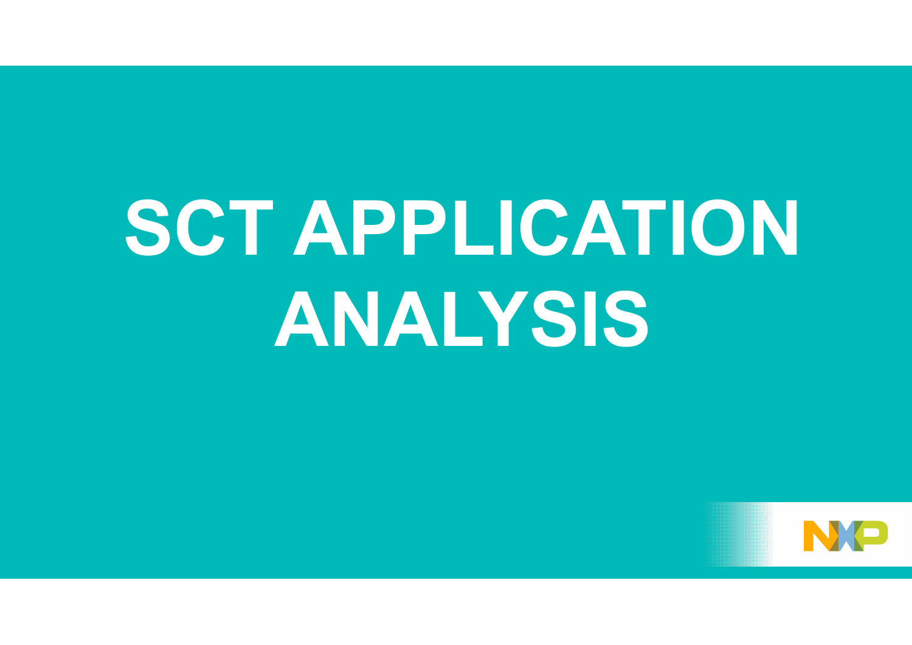# SCT APPLICATION ANALYSIS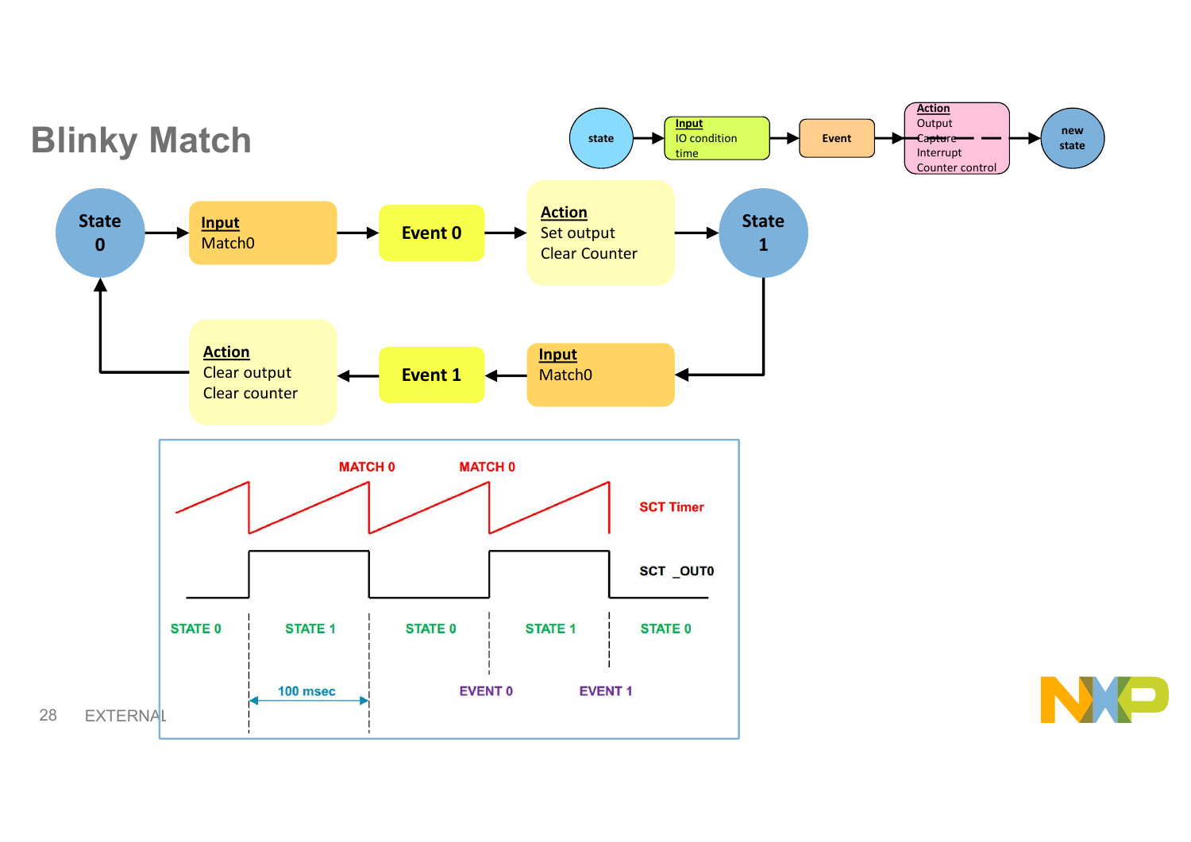# Blinky Match

state → **Input** IO condition time → Event → **Action** Output Capture Interrupt Counter control → new state

State 0 → **Input** Match0 → Event 0 → **Action** Set output Clear Counter → State 1

State 1 → **Input** Match0 → Event 1 → **Action** Clear output Clear counter → State 0

MATCH 0 MATCH 0

SCT Timer

SCT _OUT0

STATE 0 STATE 1 STATE 0 STATE 1 STATE 0

100 msec EVENT 0 EVENT 1

EXTERNAL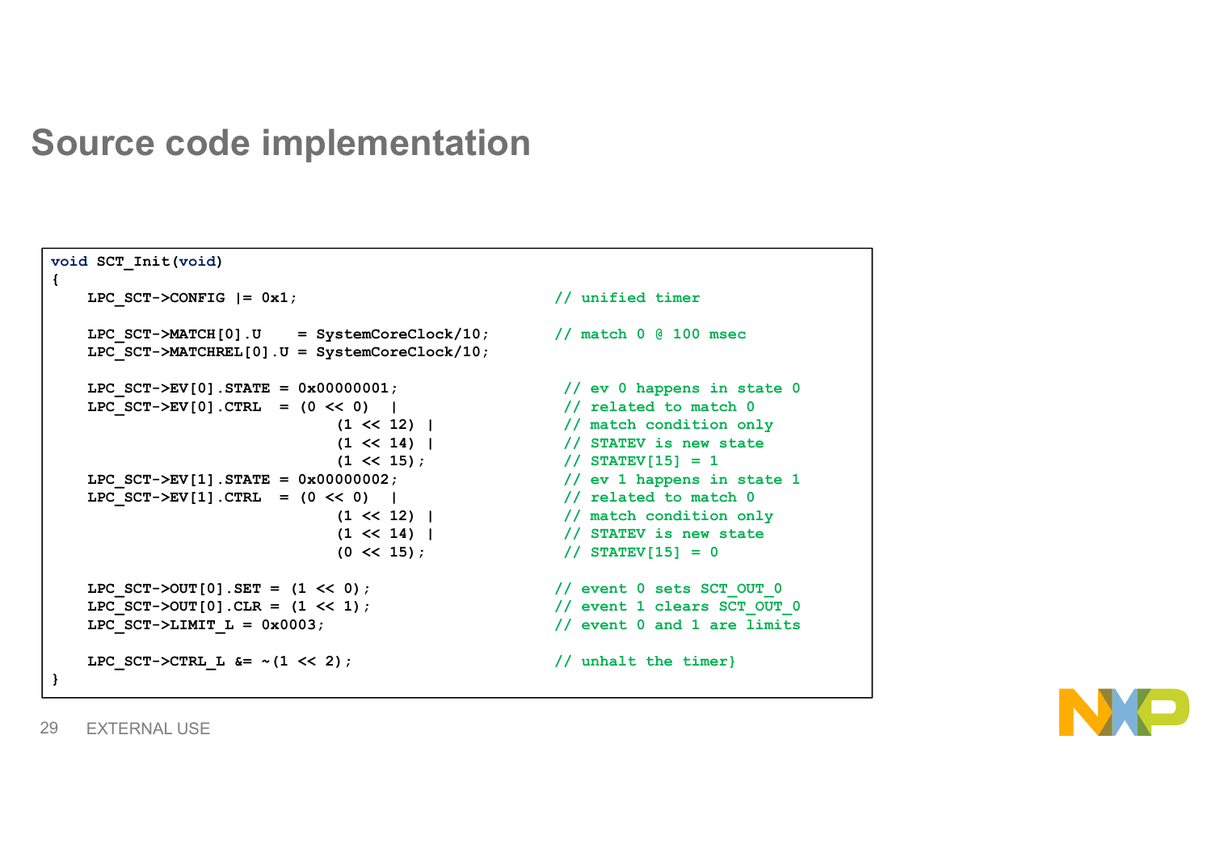# Source code implementation

```
void SCT_Init(void)
{
    LPC_SCT->CONFIG |= 0x1;                              // unified timer

    LPC_SCT->MATCH[0].U    = SystemCoreClock/10;         // match 0 @ 100 msec
    LPC_SCT->MATCHREL[0].U = SystemCoreClock/10;

    LPC_SCT->EV[0].STATE = 0x00000001;                    // ev 0 happens in state 0
    LPC_SCT->EV[0].CTRL  = (0 << 0)  |                    // related to match 0
                           (1 << 12) |                    // match condition only
                           (1 << 14) |                    // STATEV is new state
                           (1 << 15);                     // STATEV[15] = 1
    LPC_SCT->EV[1].STATE = 0x00000002;                    // ev 1 happens in state 1
    LPC_SCT->EV[1].CTRL  = (0 << 0)  |                    // related to match 0
                           (1 << 12) |                    // match condition only
                           (1 << 14) |                    // STATEV is new state
                           (0 << 15);                     // STATEV[15] = 0

    LPC_SCT->OUT[0].SET = (1 << 0);                      // event 0 sets SCT_OUT_0
    LPC_SCT->OUT[0].CLR = (1 << 1);                      // event 1 clears SCT_OUT_0
    LPC_SCT->LIMIT_L = 0x0003;                           // event 0 and 1 are limits

    LPC_SCT->CTRL_L &= ~(1 << 2);                        // unhalt the timer}
}
```

EXTERNAL USE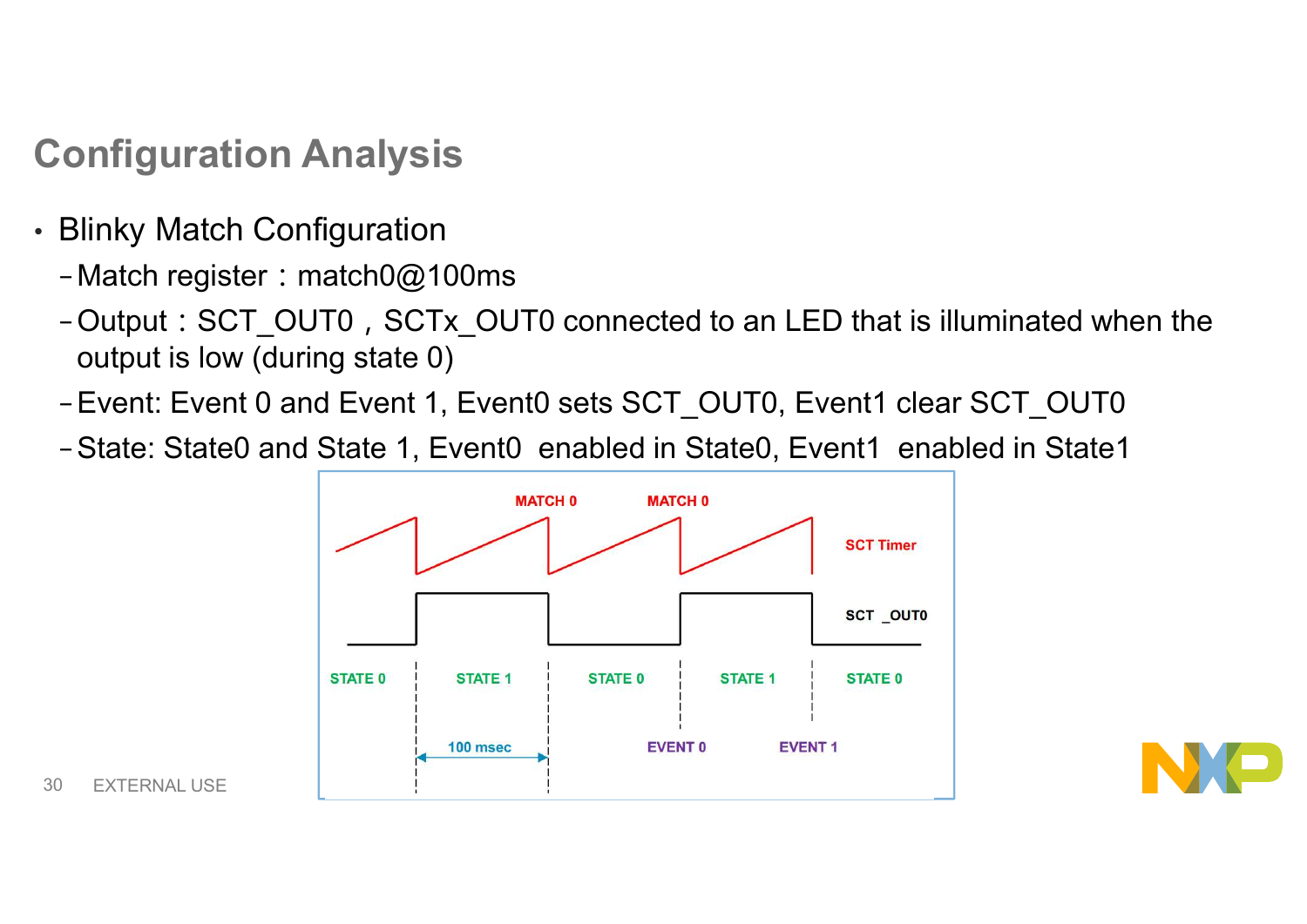# Configuration Analysis

- Blinky Match Configuration
  - Match register：match0@100ms
  - Output：SCT_OUT0，SCTx_OUT0 connected to an LED that is illuminated when the output is low (during state 0)
  - Event: Event 0 and Event 1, Event0 sets SCT_OUT0, Event1 clear SCT_OUT0
  - State: State0 and State 1, Event0 enabled in State0, Event1 enabled in State1

MATCH 0 MATCH 0

SCT Timer

SCT _OUT0

STATE 0 STATE 1 STATE 0 STATE 1 STATE 0

100 msec EVENT 0 EVENT 1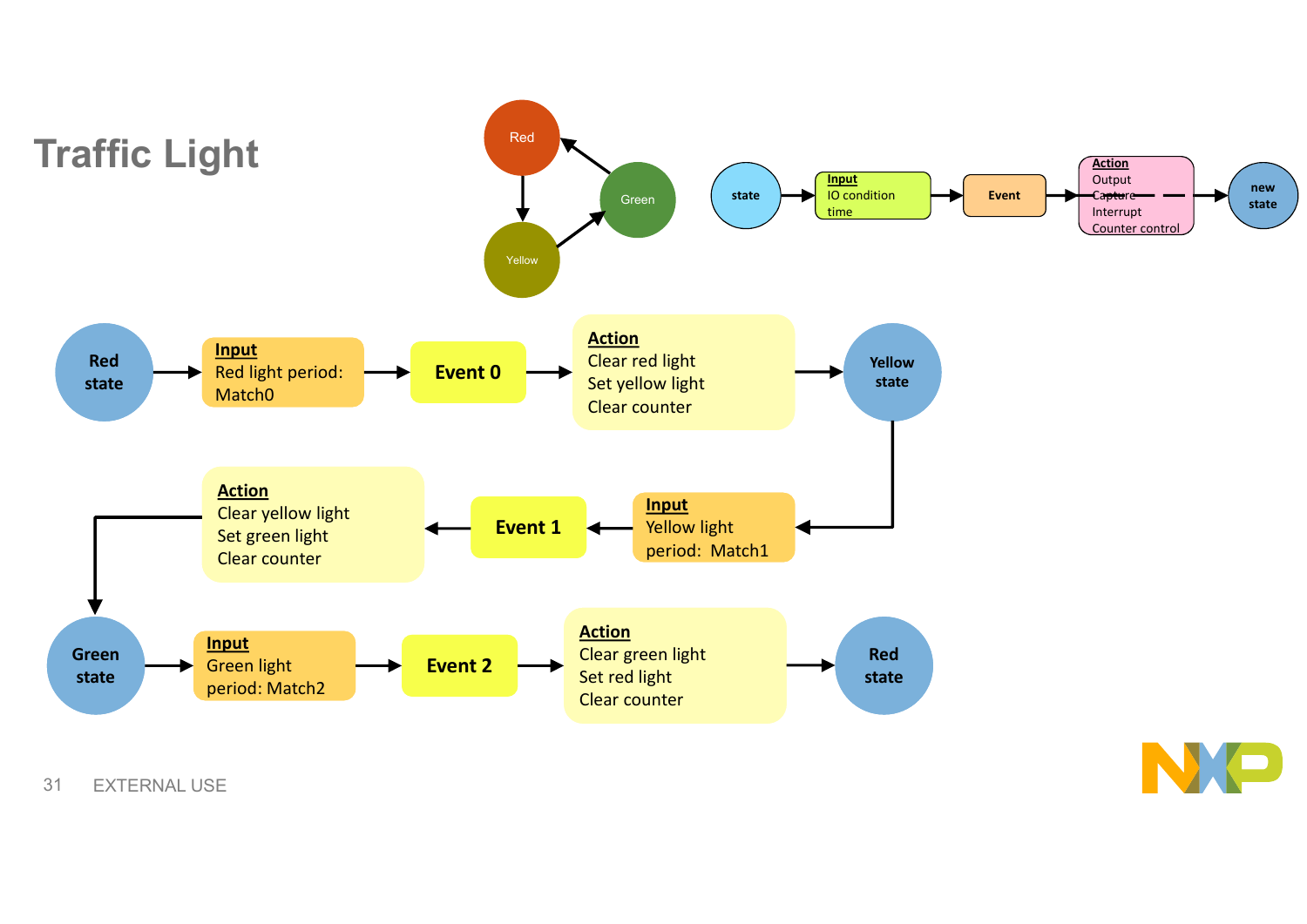# Traffic Light

Red → Yellow → Green → Red

state → **Input** IO condition, time → Event → **Action** Output, Capture, Interrupt, Counter control → new state

**Red state** → **Input**: Red light period: Match0 → **Event 0** → **Action**: Clear red light, Set yellow light, Clear counter → **Yellow state**

**Yellow state** → **Input**: Yellow light period: Match1 → **Event 1** → **Action**: Clear yellow light, Set green light, Clear counter → **Green state**

**Green state** → **Input**: Green light period: Match2 → **Event 2** → **Action**: Clear green light, Set red light, Clear counter → **Red state**

EXTERNAL USE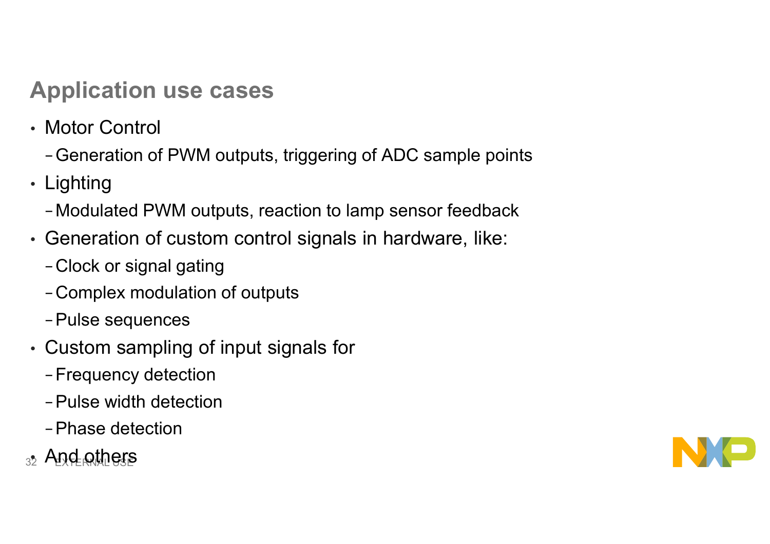## Application use cases

- Motor Control
  - Generation of PWM outputs, triggering of ADC sample points
- Lighting
  - Modulated PWM outputs, reaction to lamp sensor feedback
- Generation of custom control signals in hardware, like:
  - Clock or signal gating
  - Complex modulation of outputs
  - Pulse sequences
- Custom sampling of input signals for
  - Frequency detection
  - Pulse width detection
  - Phase detection
- And others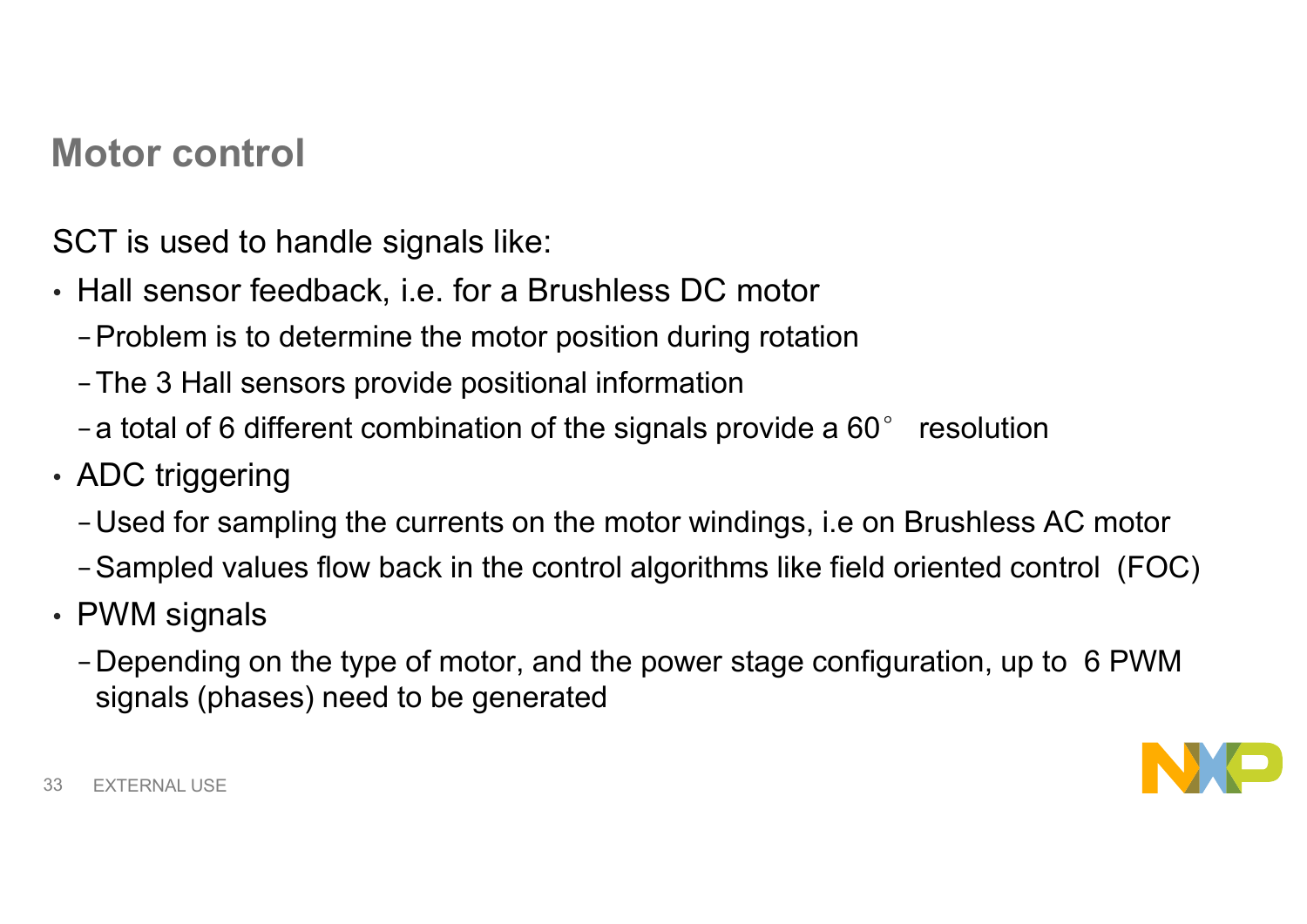# Motor control

SCT is used to handle signals like:

- Hall sensor feedback, i.e. for a Brushless DC motor
  - Problem is to determine the motor position during rotation
  - The 3 Hall sensors provide positional information
  - a total of 6 different combination of the signals provide a 60° resolution
- ADC triggering
  - Used for sampling the currents on the motor windings, i.e on Brushless AC motor
  - Sampled values flow back in the control algorithms like field oriented control (FOC)
- PWM signals
  - Depending on the type of motor, and the power stage configuration, up to 6 PWM signals (phases) need to be generated

EXTERNAL USE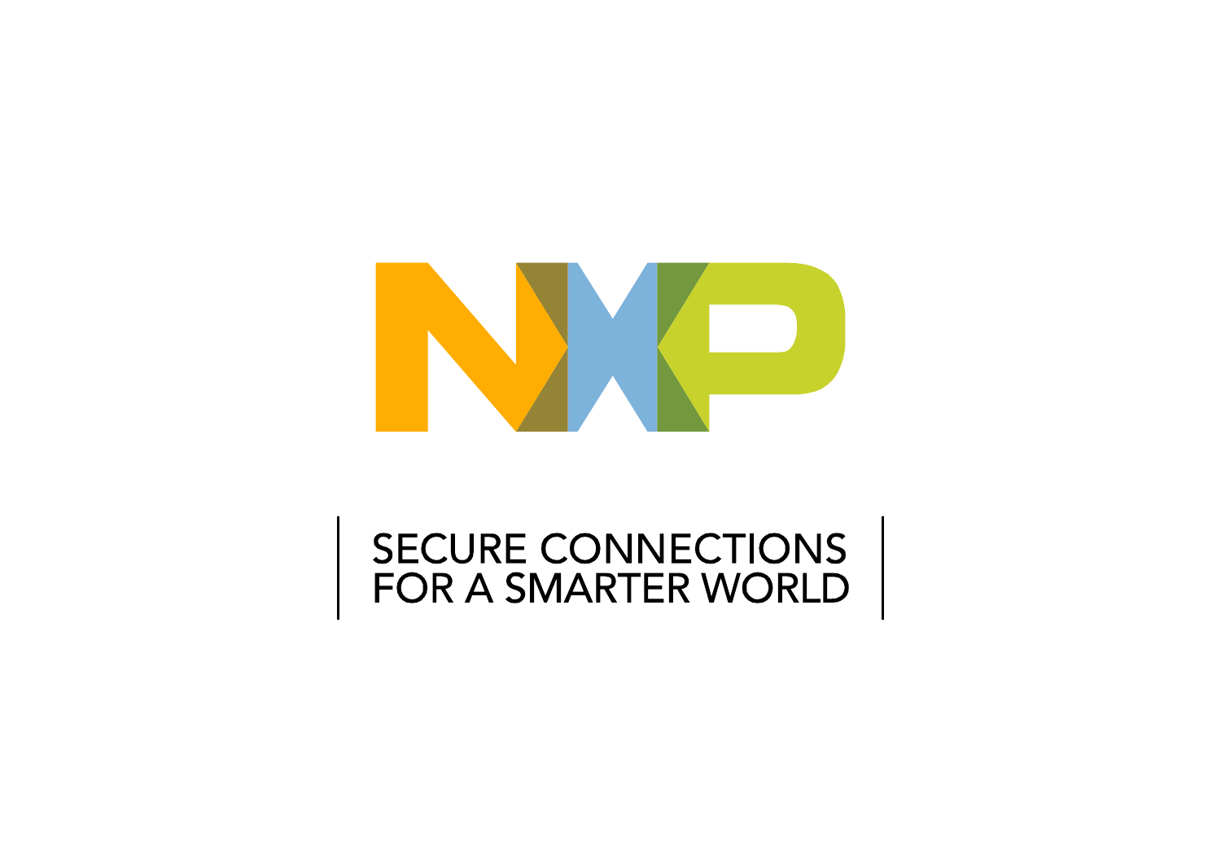SECURE CONNECTIONS
FOR A SMARTER WORLD